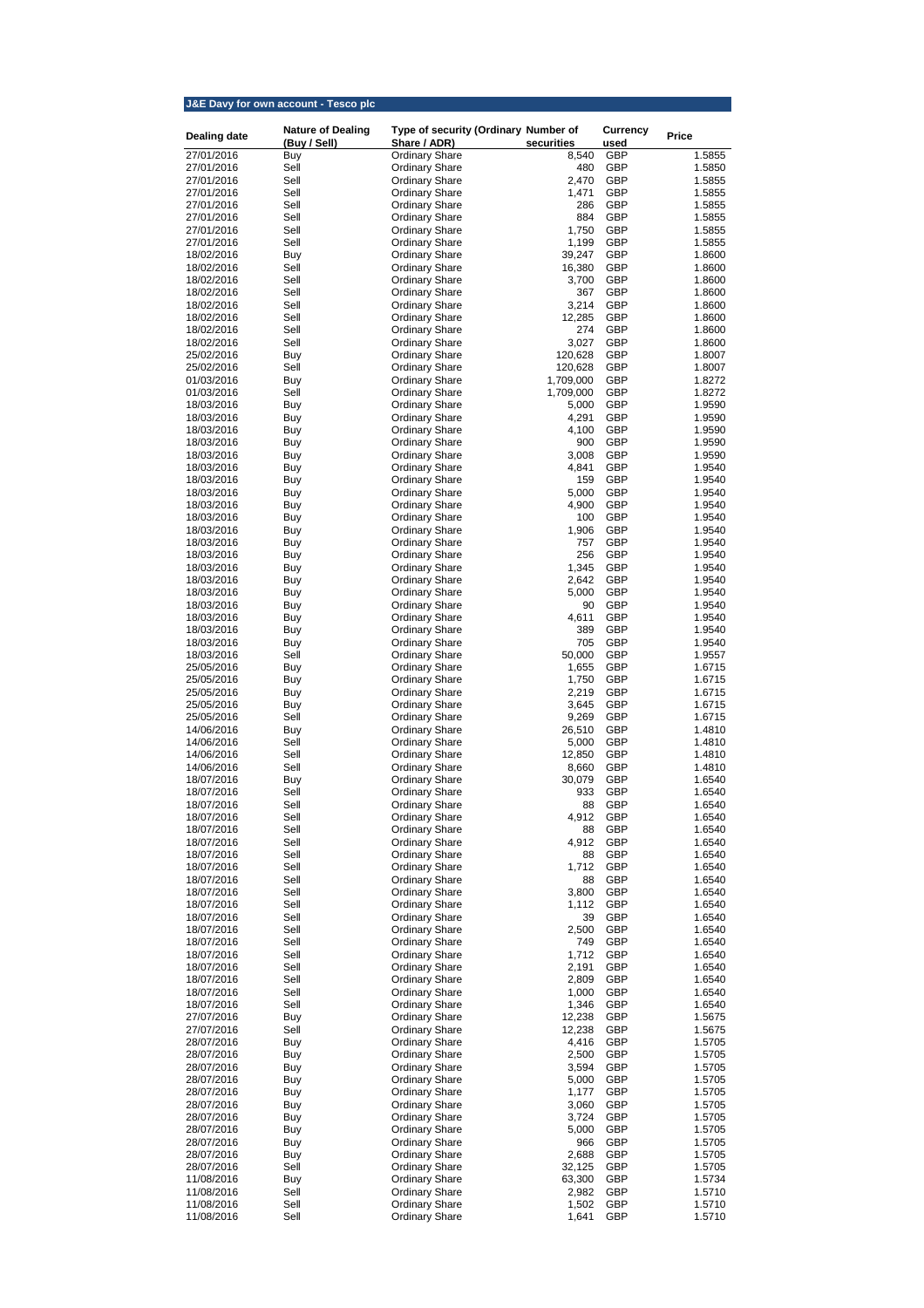## J&E Davy for own account - Tesco plc

| Dealing date | Nature of Dealing (Buy / Sell) | Type of security (Ordinary Share / ADR) | Number of securities | Currency used | Price |
|---|---|---|---|---|---|
| 27/01/2016 | Buy | Ordinary Share | 8,540 | GBP | 1.5855 |
| 27/01/2016 | Sell | Ordinary Share | 480 | GBP | 1.5850 |
| 27/01/2016 | Sell | Ordinary Share | 2,470 | GBP | 1.5855 |
| 27/01/2016 | Sell | Ordinary Share | 1,471 | GBP | 1.5855 |
| 27/01/2016 | Sell | Ordinary Share | 286 | GBP | 1.5855 |
| 27/01/2016 | Sell | Ordinary Share | 884 | GBP | 1.5855 |
| 27/01/2016 | Sell | Ordinary Share | 1,750 | GBP | 1.5855 |
| 27/01/2016 | Sell | Ordinary Share | 1,199 | GBP | 1.5855 |
| 18/02/2016 | Buy | Ordinary Share | 39,247 | GBP | 1.8600 |
| 18/02/2016 | Sell | Ordinary Share | 16,380 | GBP | 1.8600 |
| 18/02/2016 | Sell | Ordinary Share | 3,700 | GBP | 1.8600 |
| 18/02/2016 | Sell | Ordinary Share | 367 | GBP | 1.8600 |
| 18/02/2016 | Sell | Ordinary Share | 3,214 | GBP | 1.8600 |
| 18/02/2016 | Sell | Ordinary Share | 12,285 | GBP | 1.8600 |
| 18/02/2016 | Sell | Ordinary Share | 274 | GBP | 1.8600 |
| 18/02/2016 | Sell | Ordinary Share | 3,027 | GBP | 1.8600 |
| 25/02/2016 | Buy | Ordinary Share | 120,628 | GBP | 1.8007 |
| 25/02/2016 | Sell | Ordinary Share | 120,628 | GBP | 1.8007 |
| 01/03/2016 | Buy | Ordinary Share | 1,709,000 | GBP | 1.8272 |
| 01/03/2016 | Sell | Ordinary Share | 1,709,000 | GBP | 1.8272 |
| 18/03/2016 | Buy | Ordinary Share | 5,000 | GBP | 1.9590 |
| 18/03/2016 | Buy | Ordinary Share | 4,291 | GBP | 1.9590 |
| 18/03/2016 | Buy | Ordinary Share | 4,100 | GBP | 1.9590 |
| 18/03/2016 | Buy | Ordinary Share | 900 | GBP | 1.9590 |
| 18/03/2016 | Buy | Ordinary Share | 3,008 | GBP | 1.9590 |
| 18/03/2016 | Buy | Ordinary Share | 4,841 | GBP | 1.9540 |
| 18/03/2016 | Buy | Ordinary Share | 159 | GBP | 1.9540 |
| 18/03/2016 | Buy | Ordinary Share | 5,000 | GBP | 1.9540 |
| 18/03/2016 | Buy | Ordinary Share | 4,900 | GBP | 1.9540 |
| 18/03/2016 | Buy | Ordinary Share | 100 | GBP | 1.9540 |
| 18/03/2016 | Buy | Ordinary Share | 1,906 | GBP | 1.9540 |
| 18/03/2016 | Buy | Ordinary Share | 757 | GBP | 1.9540 |
| 18/03/2016 | Buy | Ordinary Share | 256 | GBP | 1.9540 |
| 18/03/2016 | Buy | Ordinary Share | 1,345 | GBP | 1.9540 |
| 18/03/2016 | Buy | Ordinary Share | 2,642 | GBP | 1.9540 |
| 18/03/2016 | Buy | Ordinary Share | 5,000 | GBP | 1.9540 |
| 18/03/2016 | Buy | Ordinary Share | 90 | GBP | 1.9540 |
| 18/03/2016 | Buy | Ordinary Share | 4,611 | GBP | 1.9540 |
| 18/03/2016 | Buy | Ordinary Share | 389 | GBP | 1.9540 |
| 18/03/2016 | Buy | Ordinary Share | 705 | GBP | 1.9540 |
| 18/03/2016 | Sell | Ordinary Share | 50,000 | GBP | 1.9557 |
| 25/05/2016 | Buy | Ordinary Share | 1,655 | GBP | 1.6715 |
| 25/05/2016 | Buy | Ordinary Share | 1,750 | GBP | 1.6715 |
| 25/05/2016 | Buy | Ordinary Share | 2,219 | GBP | 1.6715 |
| 25/05/2016 | Buy | Ordinary Share | 3,645 | GBP | 1.6715 |
| 25/05/2016 | Sell | Ordinary Share | 9,269 | GBP | 1.6715 |
| 14/06/2016 | Buy | Ordinary Share | 26,510 | GBP | 1.4810 |
| 14/06/2016 | Sell | Ordinary Share | 5,000 | GBP | 1.4810 |
| 14/06/2016 | Sell | Ordinary Share | 12,850 | GBP | 1.4810 |
| 14/06/2016 | Sell | Ordinary Share | 8,660 | GBP | 1.4810 |
| 18/07/2016 | Buy | Ordinary Share | 30,079 | GBP | 1.6540 |
| 18/07/2016 | Sell | Ordinary Share | 933 | GBP | 1.6540 |
| 18/07/2016 | Sell | Ordinary Share | 88 | GBP | 1.6540 |
| 18/07/2016 | Sell | Ordinary Share | 4,912 | GBP | 1.6540 |
| 18/07/2016 | Sell | Ordinary Share | 88 | GBP | 1.6540 |
| 18/07/2016 | Sell | Ordinary Share | 4,912 | GBP | 1.6540 |
| 18/07/2016 | Sell | Ordinary Share | 88 | GBP | 1.6540 |
| 18/07/2016 | Sell | Ordinary Share | 1,712 | GBP | 1.6540 |
| 18/07/2016 | Sell | Ordinary Share | 88 | GBP | 1.6540 |
| 18/07/2016 | Sell | Ordinary Share | 3,800 | GBP | 1.6540 |
| 18/07/2016 | Sell | Ordinary Share | 1,112 | GBP | 1.6540 |
| 18/07/2016 | Sell | Ordinary Share | 39 | GBP | 1.6540 |
| 18/07/2016 | Sell | Ordinary Share | 2,500 | GBP | 1.6540 |
| 18/07/2016 | Sell | Ordinary Share | 749 | GBP | 1.6540 |
| 18/07/2016 | Sell | Ordinary Share | 1,712 | GBP | 1.6540 |
| 18/07/2016 | Sell | Ordinary Share | 2,191 | GBP | 1.6540 |
| 18/07/2016 | Sell | Ordinary Share | 2,809 | GBP | 1.6540 |
| 18/07/2016 | Sell | Ordinary Share | 1,000 | GBP | 1.6540 |
| 18/07/2016 | Sell | Ordinary Share | 1,346 | GBP | 1.6540 |
| 27/07/2016 | Buy | Ordinary Share | 12,238 | GBP | 1.5675 |
| 27/07/2016 | Sell | Ordinary Share | 12,238 | GBP | 1.5675 |
| 28/07/2016 | Buy | Ordinary Share | 4,416 | GBP | 1.5705 |
| 28/07/2016 | Buy | Ordinary Share | 2,500 | GBP | 1.5705 |
| 28/07/2016 | Buy | Ordinary Share | 3,594 | GBP | 1.5705 |
| 28/07/2016 | Buy | Ordinary Share | 5,000 | GBP | 1.5705 |
| 28/07/2016 | Buy | Ordinary Share | 1,177 | GBP | 1.5705 |
| 28/07/2016 | Buy | Ordinary Share | 3,060 | GBP | 1.5705 |
| 28/07/2016 | Buy | Ordinary Share | 3,724 | GBP | 1.5705 |
| 28/07/2016 | Buy | Ordinary Share | 5,000 | GBP | 1.5705 |
| 28/07/2016 | Buy | Ordinary Share | 966 | GBP | 1.5705 |
| 28/07/2016 | Buy | Ordinary Share | 2,688 | GBP | 1.5705 |
| 28/07/2016 | Sell | Ordinary Share | 32,125 | GBP | 1.5705 |
| 11/08/2016 | Buy | Ordinary Share | 63,300 | GBP | 1.5734 |
| 11/08/2016 | Sell | Ordinary Share | 2,982 | GBP | 1.5710 |
| 11/08/2016 | Sell | Ordinary Share | 1,502 | GBP | 1.5710 |
| 11/08/2016 | Sell | Ordinary Share | 1,641 | GBP | 1.5710 |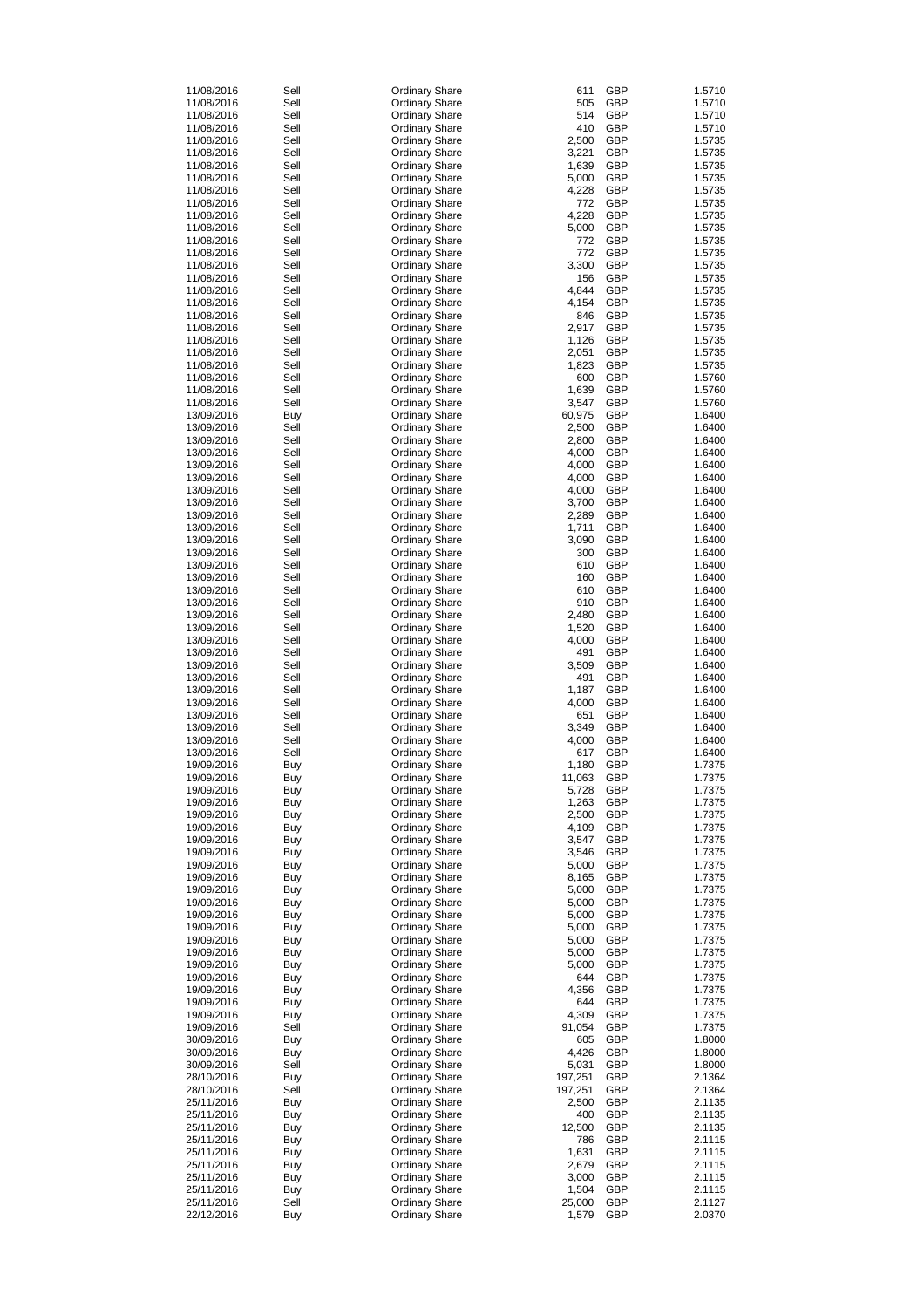| | | | | | |
|---|---|---|---|---|---|
| 11/08/2016 | Sell | Ordinary Share | 611 | GBP | 1.5710 |
| 11/08/2016 | Sell | Ordinary Share | 505 | GBP | 1.5710 |
| 11/08/2016 | Sell | Ordinary Share | 514 | GBP | 1.5710 |
| 11/08/2016 | Sell | Ordinary Share | 410 | GBP | 1.5710 |
| 11/08/2016 | Sell | Ordinary Share | 2,500 | GBP | 1.5735 |
| 11/08/2016 | Sell | Ordinary Share | 3,221 | GBP | 1.5735 |
| 11/08/2016 | Sell | Ordinary Share | 1,639 | GBP | 1.5735 |
| 11/08/2016 | Sell | Ordinary Share | 5,000 | GBP | 1.5735 |
| 11/08/2016 | Sell | Ordinary Share | 4,228 | GBP | 1.5735 |
| 11/08/2016 | Sell | Ordinary Share | 772 | GBP | 1.5735 |
| 11/08/2016 | Sell | Ordinary Share | 4,228 | GBP | 1.5735 |
| 11/08/2016 | Sell | Ordinary Share | 5,000 | GBP | 1.5735 |
| 11/08/2016 | Sell | Ordinary Share | 772 | GBP | 1.5735 |
| 11/08/2016 | Sell | Ordinary Share | 772 | GBP | 1.5735 |
| 11/08/2016 | Sell | Ordinary Share | 3,300 | GBP | 1.5735 |
| 11/08/2016 | Sell | Ordinary Share | 156 | GBP | 1.5735 |
| 11/08/2016 | Sell | Ordinary Share | 4,844 | GBP | 1.5735 |
| 11/08/2016 | Sell | Ordinary Share | 4,154 | GBP | 1.5735 |
| 11/08/2016 | Sell | Ordinary Share | 846 | GBP | 1.5735 |
| 11/08/2016 | Sell | Ordinary Share | 2,917 | GBP | 1.5735 |
| 11/08/2016 | Sell | Ordinary Share | 1,126 | GBP | 1.5735 |
| 11/08/2016 | Sell | Ordinary Share | 2,051 | GBP | 1.5735 |
| 11/08/2016 | Sell | Ordinary Share | 1,823 | GBP | 1.5735 |
| 11/08/2016 | Sell | Ordinary Share | 600 | GBP | 1.5760 |
| 11/08/2016 | Sell | Ordinary Share | 1,639 | GBP | 1.5760 |
| 11/08/2016 | Sell | Ordinary Share | 3,547 | GBP | 1.5760 |
| 13/09/2016 | Buy | Ordinary Share | 60,975 | GBP | 1.6400 |
| 13/09/2016 | Sell | Ordinary Share | 2,500 | GBP | 1.6400 |
| 13/09/2016 | Sell | Ordinary Share | 2,800 | GBP | 1.6400 |
| 13/09/2016 | Sell | Ordinary Share | 4,000 | GBP | 1.6400 |
| 13/09/2016 | Sell | Ordinary Share | 4,000 | GBP | 1.6400 |
| 13/09/2016 | Sell | Ordinary Share | 4,000 | GBP | 1.6400 |
| 13/09/2016 | Sell | Ordinary Share | 4,000 | GBP | 1.6400 |
| 13/09/2016 | Sell | Ordinary Share | 3,700 | GBP | 1.6400 |
| 13/09/2016 | Sell | Ordinary Share | 2,289 | GBP | 1.6400 |
| 13/09/2016 | Sell | Ordinary Share | 1,711 | GBP | 1.6400 |
| 13/09/2016 | Sell | Ordinary Share | 3,090 | GBP | 1.6400 |
| 13/09/2016 | Sell | Ordinary Share | 300 | GBP | 1.6400 |
| 13/09/2016 | Sell | Ordinary Share | 610 | GBP | 1.6400 |
| 13/09/2016 | Sell | Ordinary Share | 160 | GBP | 1.6400 |
| 13/09/2016 | Sell | Ordinary Share | 610 | GBP | 1.6400 |
| 13/09/2016 | Sell | Ordinary Share | 910 | GBP | 1.6400 |
| 13/09/2016 | Sell | Ordinary Share | 2,480 | GBP | 1.6400 |
| 13/09/2016 | Sell | Ordinary Share | 1,520 | GBP | 1.6400 |
| 13/09/2016 | Sell | Ordinary Share | 4,000 | GBP | 1.6400 |
| 13/09/2016 | Sell | Ordinary Share | 491 | GBP | 1.6400 |
| 13/09/2016 | Sell | Ordinary Share | 3,509 | GBP | 1.6400 |
| 13/09/2016 | Sell | Ordinary Share | 491 | GBP | 1.6400 |
| 13/09/2016 | Sell | Ordinary Share | 1,187 | GBP | 1.6400 |
| 13/09/2016 | Sell | Ordinary Share | 4,000 | GBP | 1.6400 |
| 13/09/2016 | Sell | Ordinary Share | 651 | GBP | 1.6400 |
| 13/09/2016 | Sell | Ordinary Share | 3,349 | GBP | 1.6400 |
| 13/09/2016 | Sell | Ordinary Share | 4,000 | GBP | 1.6400 |
| 13/09/2016 | Sell | Ordinary Share | 617 | GBP | 1.6400 |
| 19/09/2016 | Buy | Ordinary Share | 1,180 | GBP | 1.7375 |
| 19/09/2016 | Buy | Ordinary Share | 11,063 | GBP | 1.7375 |
| 19/09/2016 | Buy | Ordinary Share | 5,728 | GBP | 1.7375 |
| 19/09/2016 | Buy | Ordinary Share | 1,263 | GBP | 1.7375 |
| 19/09/2016 | Buy | Ordinary Share | 2,500 | GBP | 1.7375 |
| 19/09/2016 | Buy | Ordinary Share | 4,109 | GBP | 1.7375 |
| 19/09/2016 | Buy | Ordinary Share | 3,547 | GBP | 1.7375 |
| 19/09/2016 | Buy | Ordinary Share | 3,546 | GBP | 1.7375 |
| 19/09/2016 | Buy | Ordinary Share | 5,000 | GBP | 1.7375 |
| 19/09/2016 | Buy | Ordinary Share | 8,165 | GBP | 1.7375 |
| 19/09/2016 | Buy | Ordinary Share | 5,000 | GBP | 1.7375 |
| 19/09/2016 | Buy | Ordinary Share | 5,000 | GBP | 1.7375 |
| 19/09/2016 | Buy | Ordinary Share | 5,000 | GBP | 1.7375 |
| 19/09/2016 | Buy | Ordinary Share | 5,000 | GBP | 1.7375 |
| 19/09/2016 | Buy | Ordinary Share | 5,000 | GBP | 1.7375 |
| 19/09/2016 | Buy | Ordinary Share | 5,000 | GBP | 1.7375 |
| 19/09/2016 | Buy | Ordinary Share | 5,000 | GBP | 1.7375 |
| 19/09/2016 | Buy | Ordinary Share | 644 | GBP | 1.7375 |
| 19/09/2016 | Buy | Ordinary Share | 4,356 | GBP | 1.7375 |
| 19/09/2016 | Buy | Ordinary Share | 644 | GBP | 1.7375 |
| 19/09/2016 | Buy | Ordinary Share | 4,309 | GBP | 1.7375 |
| 19/09/2016 | Sell | Ordinary Share | 91,054 | GBP | 1.7375 |
| 30/09/2016 | Buy | Ordinary Share | 605 | GBP | 1.8000 |
| 30/09/2016 | Buy | Ordinary Share | 4,426 | GBP | 1.8000 |
| 30/09/2016 | Sell | Ordinary Share | 5,031 | GBP | 1.8000 |
| 28/10/2016 | Buy | Ordinary Share | 197,251 | GBP | 2.1364 |
| 28/10/2016 | Sell | Ordinary Share | 197,251 | GBP | 2.1364 |
| 25/11/2016 | Buy | Ordinary Share | 2,500 | GBP | 2.1135 |
| 25/11/2016 | Buy | Ordinary Share | 400 | GBP | 2.1135 |
| 25/11/2016 | Buy | Ordinary Share | 12,500 | GBP | 2.1135 |
| 25/11/2016 | Buy | Ordinary Share | 786 | GBP | 2.1115 |
| 25/11/2016 | Buy | Ordinary Share | 1,631 | GBP | 2.1115 |
| 25/11/2016 | Buy | Ordinary Share | 2,679 | GBP | 2.1115 |
| 25/11/2016 | Buy | Ordinary Share | 3,000 | GBP | 2.1115 |
| 25/11/2016 | Buy | Ordinary Share | 1,504 | GBP | 2.1115 |
| 25/11/2016 | Sell | Ordinary Share | 25,000 | GBP | 2.1127 |
| 22/12/2016 | Buy | Ordinary Share | 1,579 | GBP | 2.0370 |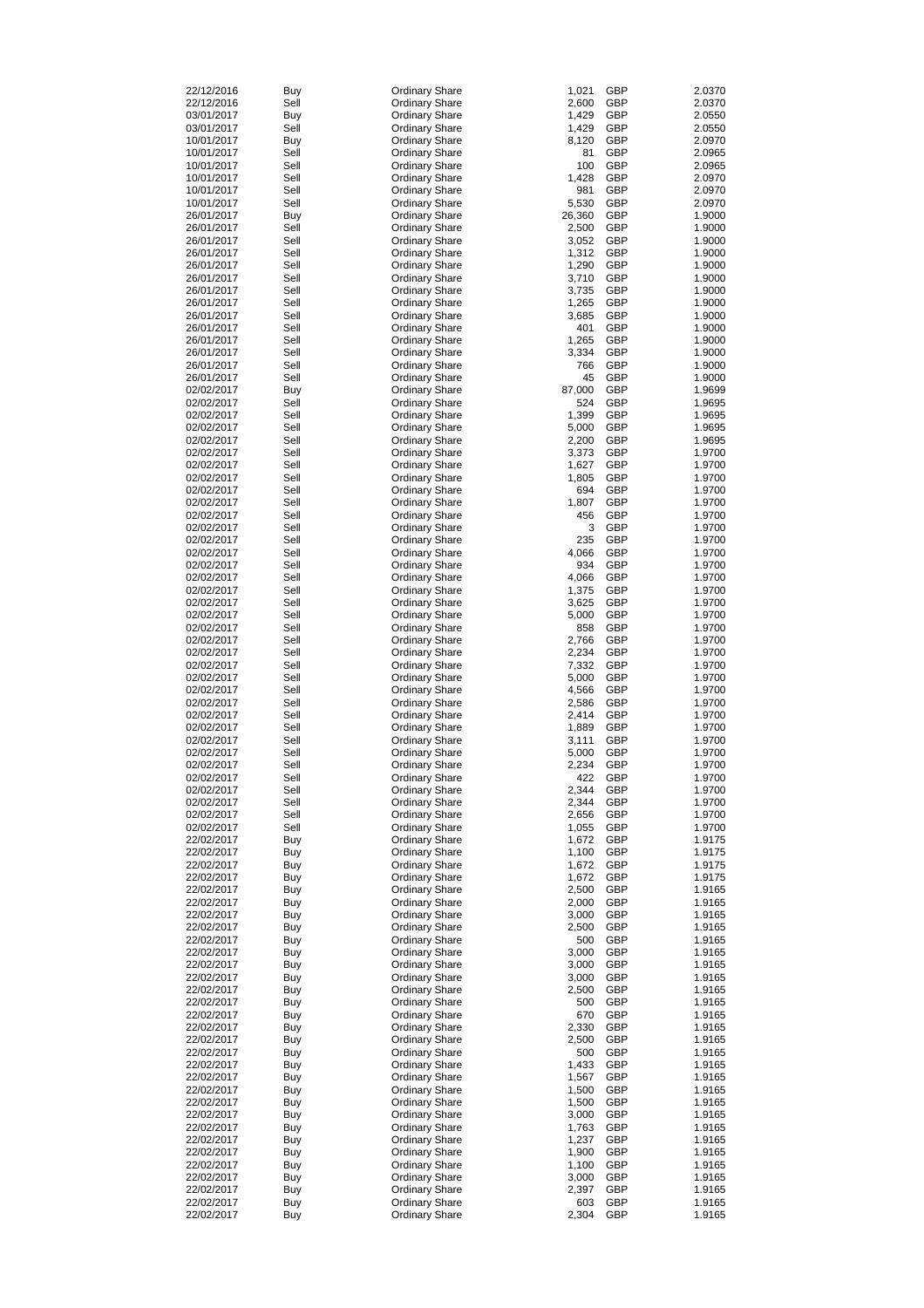| | | | | | |
|---|---|---|---|---|---|
| 22/12/2016 | Buy | Ordinary Share | 1,021 | GBP | 2.0370 |
| 22/12/2016 | Sell | Ordinary Share | 2,600 | GBP | 2.0370 |
| 03/01/2017 | Buy | Ordinary Share | 1,429 | GBP | 2.0550 |
| 03/01/2017 | Sell | Ordinary Share | 1,429 | GBP | 2.0550 |
| 10/01/2017 | Buy | Ordinary Share | 8,120 | GBP | 2.0970 |
| 10/01/2017 | Sell | Ordinary Share | 81 | GBP | 2.0965 |
| 10/01/2017 | Sell | Ordinary Share | 100 | GBP | 2.0965 |
| 10/01/2017 | Sell | Ordinary Share | 1,428 | GBP | 2.0970 |
| 10/01/2017 | Sell | Ordinary Share | 981 | GBP | 2.0970 |
| 10/01/2017 | Sell | Ordinary Share | 5,530 | GBP | 2.0970 |
| 26/01/2017 | Buy | Ordinary Share | 26,360 | GBP | 1.9000 |
| 26/01/2017 | Sell | Ordinary Share | 2,500 | GBP | 1.9000 |
| 26/01/2017 | Sell | Ordinary Share | 3,052 | GBP | 1.9000 |
| 26/01/2017 | Sell | Ordinary Share | 1,312 | GBP | 1.9000 |
| 26/01/2017 | Sell | Ordinary Share | 1,290 | GBP | 1.9000 |
| 26/01/2017 | Sell | Ordinary Share | 3,710 | GBP | 1.9000 |
| 26/01/2017 | Sell | Ordinary Share | 3,735 | GBP | 1.9000 |
| 26/01/2017 | Sell | Ordinary Share | 1,265 | GBP | 1.9000 |
| 26/01/2017 | Sell | Ordinary Share | 3,685 | GBP | 1.9000 |
| 26/01/2017 | Sell | Ordinary Share | 401 | GBP | 1.9000 |
| 26/01/2017 | Sell | Ordinary Share | 1,265 | GBP | 1.9000 |
| 26/01/2017 | Sell | Ordinary Share | 3,334 | GBP | 1.9000 |
| 26/01/2017 | Sell | Ordinary Share | 766 | GBP | 1.9000 |
| 26/01/2017 | Sell | Ordinary Share | 45 | GBP | 1.9000 |
| 02/02/2017 | Buy | Ordinary Share | 87,000 | GBP | 1.9699 |
| 02/02/2017 | Sell | Ordinary Share | 524 | GBP | 1.9695 |
| 02/02/2017 | Sell | Ordinary Share | 1,399 | GBP | 1.9695 |
| 02/02/2017 | Sell | Ordinary Share | 5,000 | GBP | 1.9695 |
| 02/02/2017 | Sell | Ordinary Share | 2,200 | GBP | 1.9695 |
| 02/02/2017 | Sell | Ordinary Share | 3,373 | GBP | 1.9700 |
| 02/02/2017 | Sell | Ordinary Share | 1,627 | GBP | 1.9700 |
| 02/02/2017 | Sell | Ordinary Share | 1,805 | GBP | 1.9700 |
| 02/02/2017 | Sell | Ordinary Share | 694 | GBP | 1.9700 |
| 02/02/2017 | Sell | Ordinary Share | 1,807 | GBP | 1.9700 |
| 02/02/2017 | Sell | Ordinary Share | 456 | GBP | 1.9700 |
| 02/02/2017 | Sell | Ordinary Share | 3 | GBP | 1.9700 |
| 02/02/2017 | Sell | Ordinary Share | 235 | GBP | 1.9700 |
| 02/02/2017 | Sell | Ordinary Share | 4,066 | GBP | 1.9700 |
| 02/02/2017 | Sell | Ordinary Share | 934 | GBP | 1.9700 |
| 02/02/2017 | Sell | Ordinary Share | 4,066 | GBP | 1.9700 |
| 02/02/2017 | Sell | Ordinary Share | 1,375 | GBP | 1.9700 |
| 02/02/2017 | Sell | Ordinary Share | 3,625 | GBP | 1.9700 |
| 02/02/2017 | Sell | Ordinary Share | 5,000 | GBP | 1.9700 |
| 02/02/2017 | Sell | Ordinary Share | 858 | GBP | 1.9700 |
| 02/02/2017 | Sell | Ordinary Share | 2,766 | GBP | 1.9700 |
| 02/02/2017 | Sell | Ordinary Share | 2,234 | GBP | 1.9700 |
| 02/02/2017 | Sell | Ordinary Share | 7,332 | GBP | 1.9700 |
| 02/02/2017 | Sell | Ordinary Share | 5,000 | GBP | 1.9700 |
| 02/02/2017 | Sell | Ordinary Share | 4,566 | GBP | 1.9700 |
| 02/02/2017 | Sell | Ordinary Share | 2,586 | GBP | 1.9700 |
| 02/02/2017 | Sell | Ordinary Share | 2,414 | GBP | 1.9700 |
| 02/02/2017 | Sell | Ordinary Share | 1,889 | GBP | 1.9700 |
| 02/02/2017 | Sell | Ordinary Share | 3,111 | GBP | 1.9700 |
| 02/02/2017 | Sell | Ordinary Share | 5,000 | GBP | 1.9700 |
| 02/02/2017 | Sell | Ordinary Share | 2,234 | GBP | 1.9700 |
| 02/02/2017 | Sell | Ordinary Share | 422 | GBP | 1.9700 |
| 02/02/2017 | Sell | Ordinary Share | 2,344 | GBP | 1.9700 |
| 02/02/2017 | Sell | Ordinary Share | 2,344 | GBP | 1.9700 |
| 02/02/2017 | Sell | Ordinary Share | 2,656 | GBP | 1.9700 |
| 02/02/2017 | Sell | Ordinary Share | 1,055 | GBP | 1.9700 |
| 22/02/2017 | Buy | Ordinary Share | 1,672 | GBP | 1.9175 |
| 22/02/2017 | Buy | Ordinary Share | 1,100 | GBP | 1.9175 |
| 22/02/2017 | Buy | Ordinary Share | 1,672 | GBP | 1.9175 |
| 22/02/2017 | Buy | Ordinary Share | 1,672 | GBP | 1.9175 |
| 22/02/2017 | Buy | Ordinary Share | 2,500 | GBP | 1.9165 |
| 22/02/2017 | Buy | Ordinary Share | 2,000 | GBP | 1.9165 |
| 22/02/2017 | Buy | Ordinary Share | 3,000 | GBP | 1.9165 |
| 22/02/2017 | Buy | Ordinary Share | 2,500 | GBP | 1.9165 |
| 22/02/2017 | Buy | Ordinary Share | 500 | GBP | 1.9165 |
| 22/02/2017 | Buy | Ordinary Share | 3,000 | GBP | 1.9165 |
| 22/02/2017 | Buy | Ordinary Share | 3,000 | GBP | 1.9165 |
| 22/02/2017 | Buy | Ordinary Share | 3,000 | GBP | 1.9165 |
| 22/02/2017 | Buy | Ordinary Share | 2,500 | GBP | 1.9165 |
| 22/02/2017 | Buy | Ordinary Share | 500 | GBP | 1.9165 |
| 22/02/2017 | Buy | Ordinary Share | 670 | GBP | 1.9165 |
| 22/02/2017 | Buy | Ordinary Share | 2,330 | GBP | 1.9165 |
| 22/02/2017 | Buy | Ordinary Share | 2,500 | GBP | 1.9165 |
| 22/02/2017 | Buy | Ordinary Share | 500 | GBP | 1.9165 |
| 22/02/2017 | Buy | Ordinary Share | 1,433 | GBP | 1.9165 |
| 22/02/2017 | Buy | Ordinary Share | 1,567 | GBP | 1.9165 |
| 22/02/2017 | Buy | Ordinary Share | 1,500 | GBP | 1.9165 |
| 22/02/2017 | Buy | Ordinary Share | 1,500 | GBP | 1.9165 |
| 22/02/2017 | Buy | Ordinary Share | 3,000 | GBP | 1.9165 |
| 22/02/2017 | Buy | Ordinary Share | 1,763 | GBP | 1.9165 |
| 22/02/2017 | Buy | Ordinary Share | 1,237 | GBP | 1.9165 |
| 22/02/2017 | Buy | Ordinary Share | 1,900 | GBP | 1.9165 |
| 22/02/2017 | Buy | Ordinary Share | 1,100 | GBP | 1.9165 |
| 22/02/2017 | Buy | Ordinary Share | 3,000 | GBP | 1.9165 |
| 22/02/2017 | Buy | Ordinary Share | 2,397 | GBP | 1.9165 |
| 22/02/2017 | Buy | Ordinary Share | 603 | GBP | 1.9165 |
| 22/02/2017 | Buy | Ordinary Share | 2,304 | GBP | 1.9165 |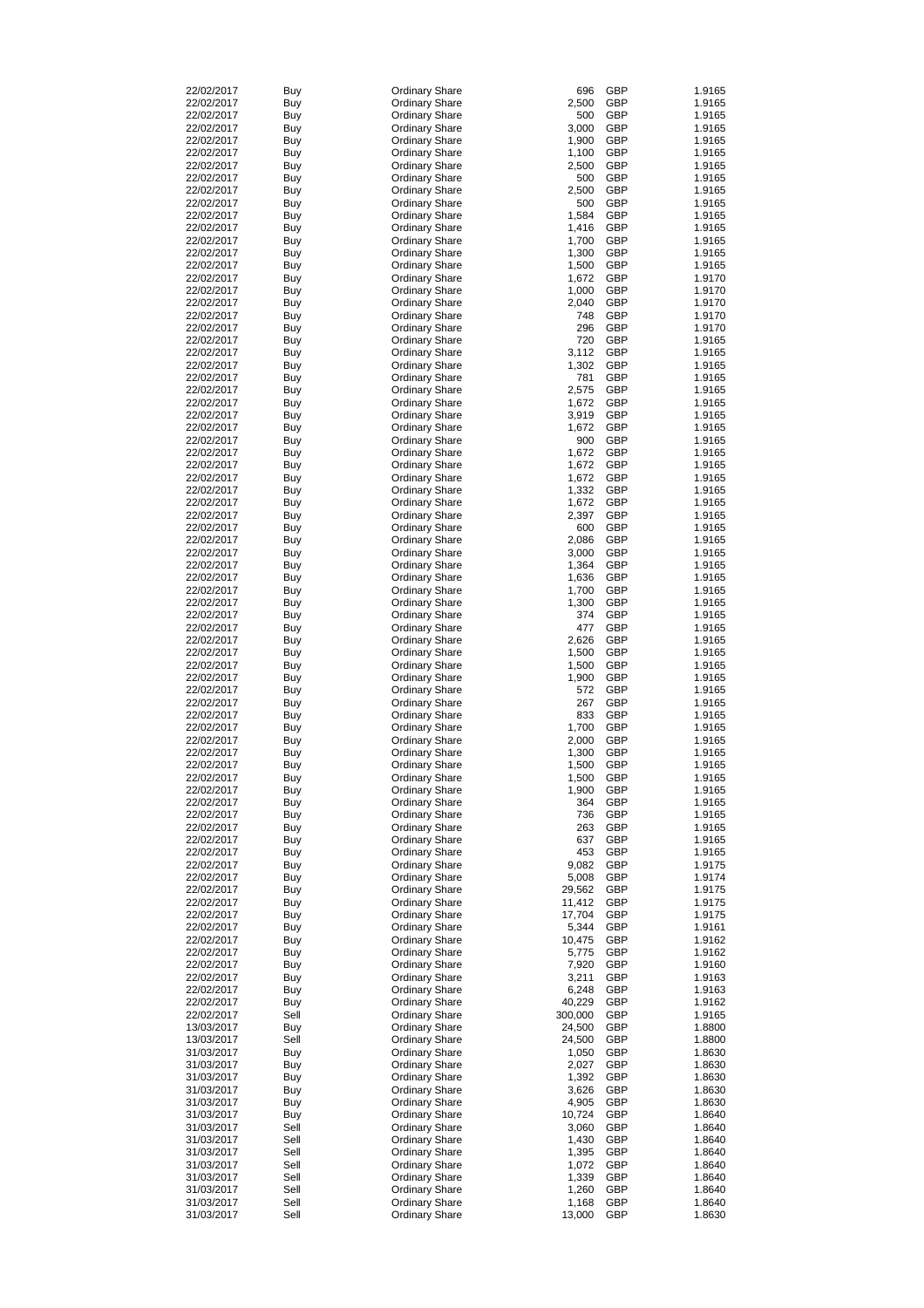| | | | | | |
|---|---|---|---|---|---|
| 22/02/2017 | Buy | Ordinary Share | 696 | GBP | 1.9165 |
| 22/02/2017 | Buy | Ordinary Share | 2,500 | GBP | 1.9165 |
| 22/02/2017 | Buy | Ordinary Share | 500 | GBP | 1.9165 |
| 22/02/2017 | Buy | Ordinary Share | 3,000 | GBP | 1.9165 |
| 22/02/2017 | Buy | Ordinary Share | 1,900 | GBP | 1.9165 |
| 22/02/2017 | Buy | Ordinary Share | 1,100 | GBP | 1.9165 |
| 22/02/2017 | Buy | Ordinary Share | 2,500 | GBP | 1.9165 |
| 22/02/2017 | Buy | Ordinary Share | 500 | GBP | 1.9165 |
| 22/02/2017 | Buy | Ordinary Share | 2,500 | GBP | 1.9165 |
| 22/02/2017 | Buy | Ordinary Share | 500 | GBP | 1.9165 |
| 22/02/2017 | Buy | Ordinary Share | 1,584 | GBP | 1.9165 |
| 22/02/2017 | Buy | Ordinary Share | 1,416 | GBP | 1.9165 |
| 22/02/2017 | Buy | Ordinary Share | 1,700 | GBP | 1.9165 |
| 22/02/2017 | Buy | Ordinary Share | 1,300 | GBP | 1.9165 |
| 22/02/2017 | Buy | Ordinary Share | 1,500 | GBP | 1.9165 |
| 22/02/2017 | Buy | Ordinary Share | 1,672 | GBP | 1.9170 |
| 22/02/2017 | Buy | Ordinary Share | 1,000 | GBP | 1.9170 |
| 22/02/2017 | Buy | Ordinary Share | 2,040 | GBP | 1.9170 |
| 22/02/2017 | Buy | Ordinary Share | 748 | GBP | 1.9170 |
| 22/02/2017 | Buy | Ordinary Share | 296 | GBP | 1.9170 |
| 22/02/2017 | Buy | Ordinary Share | 720 | GBP | 1.9165 |
| 22/02/2017 | Buy | Ordinary Share | 3,112 | GBP | 1.9165 |
| 22/02/2017 | Buy | Ordinary Share | 1,302 | GBP | 1.9165 |
| 22/02/2017 | Buy | Ordinary Share | 781 | GBP | 1.9165 |
| 22/02/2017 | Buy | Ordinary Share | 2,575 | GBP | 1.9165 |
| 22/02/2017 | Buy | Ordinary Share | 1,672 | GBP | 1.9165 |
| 22/02/2017 | Buy | Ordinary Share | 3,919 | GBP | 1.9165 |
| 22/02/2017 | Buy | Ordinary Share | 1,672 | GBP | 1.9165 |
| 22/02/2017 | Buy | Ordinary Share | 900 | GBP | 1.9165 |
| 22/02/2017 | Buy | Ordinary Share | 1,672 | GBP | 1.9165 |
| 22/02/2017 | Buy | Ordinary Share | 1,672 | GBP | 1.9165 |
| 22/02/2017 | Buy | Ordinary Share | 1,672 | GBP | 1.9165 |
| 22/02/2017 | Buy | Ordinary Share | 1,332 | GBP | 1.9165 |
| 22/02/2017 | Buy | Ordinary Share | 1,672 | GBP | 1.9165 |
| 22/02/2017 | Buy | Ordinary Share | 2,397 | GBP | 1.9165 |
| 22/02/2017 | Buy | Ordinary Share | 600 | GBP | 1.9165 |
| 22/02/2017 | Buy | Ordinary Share | 2,086 | GBP | 1.9165 |
| 22/02/2017 | Buy | Ordinary Share | 3,000 | GBP | 1.9165 |
| 22/02/2017 | Buy | Ordinary Share | 1,364 | GBP | 1.9165 |
| 22/02/2017 | Buy | Ordinary Share | 1,636 | GBP | 1.9165 |
| 22/02/2017 | Buy | Ordinary Share | 1,700 | GBP | 1.9165 |
| 22/02/2017 | Buy | Ordinary Share | 1,300 | GBP | 1.9165 |
| 22/02/2017 | Buy | Ordinary Share | 374 | GBP | 1.9165 |
| 22/02/2017 | Buy | Ordinary Share | 477 | GBP | 1.9165 |
| 22/02/2017 | Buy | Ordinary Share | 2,626 | GBP | 1.9165 |
| 22/02/2017 | Buy | Ordinary Share | 1,500 | GBP | 1.9165 |
| 22/02/2017 | Buy | Ordinary Share | 1,500 | GBP | 1.9165 |
| 22/02/2017 | Buy | Ordinary Share | 1,900 | GBP | 1.9165 |
| 22/02/2017 | Buy | Ordinary Share | 572 | GBP | 1.9165 |
| 22/02/2017 | Buy | Ordinary Share | 267 | GBP | 1.9165 |
| 22/02/2017 | Buy | Ordinary Share | 833 | GBP | 1.9165 |
| 22/02/2017 | Buy | Ordinary Share | 1,700 | GBP | 1.9165 |
| 22/02/2017 | Buy | Ordinary Share | 2,000 | GBP | 1.9165 |
| 22/02/2017 | Buy | Ordinary Share | 1,300 | GBP | 1.9165 |
| 22/02/2017 | Buy | Ordinary Share | 1,500 | GBP | 1.9165 |
| 22/02/2017 | Buy | Ordinary Share | 1,500 | GBP | 1.9165 |
| 22/02/2017 | Buy | Ordinary Share | 1,900 | GBP | 1.9165 |
| 22/02/2017 | Buy | Ordinary Share | 364 | GBP | 1.9165 |
| 22/02/2017 | Buy | Ordinary Share | 736 | GBP | 1.9165 |
| 22/02/2017 | Buy | Ordinary Share | 263 | GBP | 1.9165 |
| 22/02/2017 | Buy | Ordinary Share | 637 | GBP | 1.9165 |
| 22/02/2017 | Buy | Ordinary Share | 453 | GBP | 1.9165 |
| 22/02/2017 | Buy | Ordinary Share | 9,082 | GBP | 1.9175 |
| 22/02/2017 | Buy | Ordinary Share | 5,008 | GBP | 1.9174 |
| 22/02/2017 | Buy | Ordinary Share | 29,562 | GBP | 1.9175 |
| 22/02/2017 | Buy | Ordinary Share | 11,412 | GBP | 1.9175 |
| 22/02/2017 | Buy | Ordinary Share | 17,704 | GBP | 1.9175 |
| 22/02/2017 | Buy | Ordinary Share | 5,344 | GBP | 1.9161 |
| 22/02/2017 | Buy | Ordinary Share | 10,475 | GBP | 1.9162 |
| 22/02/2017 | Buy | Ordinary Share | 5,775 | GBP | 1.9162 |
| 22/02/2017 | Buy | Ordinary Share | 7,920 | GBP | 1.9160 |
| 22/02/2017 | Buy | Ordinary Share | 3,211 | GBP | 1.9163 |
| 22/02/2017 | Buy | Ordinary Share | 6,248 | GBP | 1.9163 |
| 22/02/2017 | Buy | Ordinary Share | 40,229 | GBP | 1.9162 |
| 22/02/2017 | Sell | Ordinary Share | 300,000 | GBP | 1.9165 |
| 13/03/2017 | Buy | Ordinary Share | 24,500 | GBP | 1.8800 |
| 13/03/2017 | Sell | Ordinary Share | 24,500 | GBP | 1.8800 |
| 31/03/2017 | Buy | Ordinary Share | 1,050 | GBP | 1.8630 |
| 31/03/2017 | Buy | Ordinary Share | 2,027 | GBP | 1.8630 |
| 31/03/2017 | Buy | Ordinary Share | 1,392 | GBP | 1.8630 |
| 31/03/2017 | Buy | Ordinary Share | 3,626 | GBP | 1.8630 |
| 31/03/2017 | Buy | Ordinary Share | 4,905 | GBP | 1.8630 |
| 31/03/2017 | Buy | Ordinary Share | 10,724 | GBP | 1.8640 |
| 31/03/2017 | Sell | Ordinary Share | 3,060 | GBP | 1.8640 |
| 31/03/2017 | Sell | Ordinary Share | 1,430 | GBP | 1.8640 |
| 31/03/2017 | Sell | Ordinary Share | 1,395 | GBP | 1.8640 |
| 31/03/2017 | Sell | Ordinary Share | 1,072 | GBP | 1.8640 |
| 31/03/2017 | Sell | Ordinary Share | 1,339 | GBP | 1.8640 |
| 31/03/2017 | Sell | Ordinary Share | 1,260 | GBP | 1.8640 |
| 31/03/2017 | Sell | Ordinary Share | 1,168 | GBP | 1.8640 |
| 31/03/2017 | Sell | Ordinary Share | 13,000 | GBP | 1.8630 |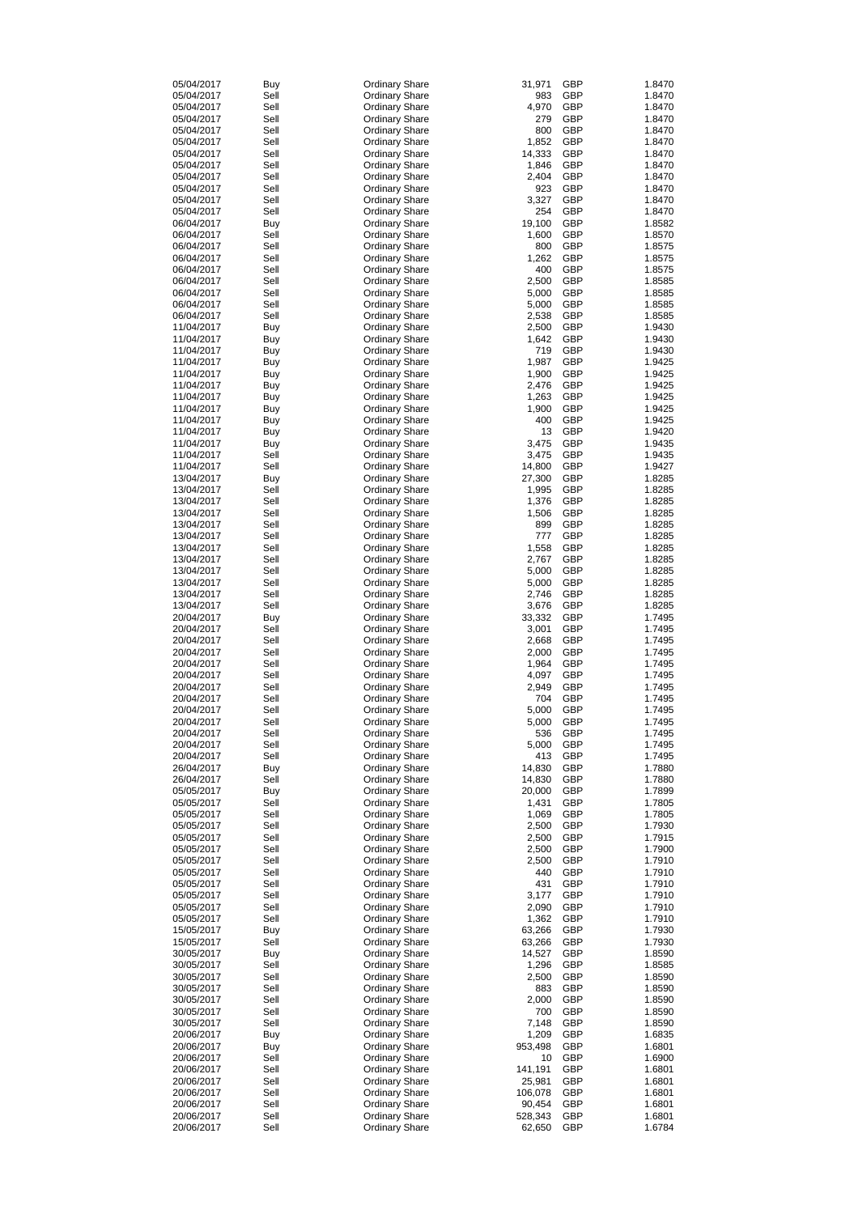| | | | | | |
|---|---|---|---|---|---|
| 05/04/2017 | Buy | Ordinary Share | 31,971 | GBP | 1.8470 |
| 05/04/2017 | Sell | Ordinary Share | 983 | GBP | 1.8470 |
| 05/04/2017 | Sell | Ordinary Share | 4,970 | GBP | 1.8470 |
| 05/04/2017 | Sell | Ordinary Share | 279 | GBP | 1.8470 |
| 05/04/2017 | Sell | Ordinary Share | 800 | GBP | 1.8470 |
| 05/04/2017 | Sell | Ordinary Share | 1,852 | GBP | 1.8470 |
| 05/04/2017 | Sell | Ordinary Share | 14,333 | GBP | 1.8470 |
| 05/04/2017 | Sell | Ordinary Share | 1,846 | GBP | 1.8470 |
| 05/04/2017 | Sell | Ordinary Share | 2,404 | GBP | 1.8470 |
| 05/04/2017 | Sell | Ordinary Share | 923 | GBP | 1.8470 |
| 05/04/2017 | Sell | Ordinary Share | 3,327 | GBP | 1.8470 |
| 05/04/2017 | Sell | Ordinary Share | 254 | GBP | 1.8470 |
| 06/04/2017 | Buy | Ordinary Share | 19,100 | GBP | 1.8582 |
| 06/04/2017 | Sell | Ordinary Share | 1,600 | GBP | 1.8570 |
| 06/04/2017 | Sell | Ordinary Share | 800 | GBP | 1.8575 |
| 06/04/2017 | Sell | Ordinary Share | 1,262 | GBP | 1.8575 |
| 06/04/2017 | Sell | Ordinary Share | 400 | GBP | 1.8575 |
| 06/04/2017 | Sell | Ordinary Share | 2,500 | GBP | 1.8585 |
| 06/04/2017 | Sell | Ordinary Share | 5,000 | GBP | 1.8585 |
| 06/04/2017 | Sell | Ordinary Share | 5,000 | GBP | 1.8585 |
| 06/04/2017 | Sell | Ordinary Share | 2,538 | GBP | 1.8585 |
| 11/04/2017 | Buy | Ordinary Share | 2,500 | GBP | 1.9430 |
| 11/04/2017 | Buy | Ordinary Share | 1,642 | GBP | 1.9430 |
| 11/04/2017 | Buy | Ordinary Share | 719 | GBP | 1.9430 |
| 11/04/2017 | Buy | Ordinary Share | 1,987 | GBP | 1.9425 |
| 11/04/2017 | Buy | Ordinary Share | 1,900 | GBP | 1.9425 |
| 11/04/2017 | Buy | Ordinary Share | 2,476 | GBP | 1.9425 |
| 11/04/2017 | Buy | Ordinary Share | 1,263 | GBP | 1.9425 |
| 11/04/2017 | Buy | Ordinary Share | 1,900 | GBP | 1.9425 |
| 11/04/2017 | Buy | Ordinary Share | 400 | GBP | 1.9425 |
| 11/04/2017 | Buy | Ordinary Share | 13 | GBP | 1.9420 |
| 11/04/2017 | Buy | Ordinary Share | 3,475 | GBP | 1.9435 |
| 11/04/2017 | Sell | Ordinary Share | 3,475 | GBP | 1.9435 |
| 11/04/2017 | Sell | Ordinary Share | 14,800 | GBP | 1.9427 |
| 13/04/2017 | Buy | Ordinary Share | 27,300 | GBP | 1.8285 |
| 13/04/2017 | Sell | Ordinary Share | 1,995 | GBP | 1.8285 |
| 13/04/2017 | Sell | Ordinary Share | 1,376 | GBP | 1.8285 |
| 13/04/2017 | Sell | Ordinary Share | 1,506 | GBP | 1.8285 |
| 13/04/2017 | Sell | Ordinary Share | 899 | GBP | 1.8285 |
| 13/04/2017 | Sell | Ordinary Share | 777 | GBP | 1.8285 |
| 13/04/2017 | Sell | Ordinary Share | 1,558 | GBP | 1.8285 |
| 13/04/2017 | Sell | Ordinary Share | 2,767 | GBP | 1.8285 |
| 13/04/2017 | Sell | Ordinary Share | 5,000 | GBP | 1.8285 |
| 13/04/2017 | Sell | Ordinary Share | 5,000 | GBP | 1.8285 |
| 13/04/2017 | Sell | Ordinary Share | 2,746 | GBP | 1.8285 |
| 13/04/2017 | Sell | Ordinary Share | 3,676 | GBP | 1.8285 |
| 20/04/2017 | Buy | Ordinary Share | 33,332 | GBP | 1.7495 |
| 20/04/2017 | Sell | Ordinary Share | 3,001 | GBP | 1.7495 |
| 20/04/2017 | Sell | Ordinary Share | 2,668 | GBP | 1.7495 |
| 20/04/2017 | Sell | Ordinary Share | 2,000 | GBP | 1.7495 |
| 20/04/2017 | Sell | Ordinary Share | 1,964 | GBP | 1.7495 |
| 20/04/2017 | Sell | Ordinary Share | 4,097 | GBP | 1.7495 |
| 20/04/2017 | Sell | Ordinary Share | 2,949 | GBP | 1.7495 |
| 20/04/2017 | Sell | Ordinary Share | 704 | GBP | 1.7495 |
| 20/04/2017 | Sell | Ordinary Share | 5,000 | GBP | 1.7495 |
| 20/04/2017 | Sell | Ordinary Share | 5,000 | GBP | 1.7495 |
| 20/04/2017 | Sell | Ordinary Share | 536 | GBP | 1.7495 |
| 20/04/2017 | Sell | Ordinary Share | 5,000 | GBP | 1.7495 |
| 20/04/2017 | Sell | Ordinary Share | 413 | GBP | 1.7495 |
| 26/04/2017 | Buy | Ordinary Share | 14,830 | GBP | 1.7880 |
| 26/04/2017 | Sell | Ordinary Share | 14,830 | GBP | 1.7880 |
| 05/05/2017 | Buy | Ordinary Share | 20,000 | GBP | 1.7899 |
| 05/05/2017 | Sell | Ordinary Share | 1,431 | GBP | 1.7805 |
| 05/05/2017 | Sell | Ordinary Share | 1,069 | GBP | 1.7805 |
| 05/05/2017 | Sell | Ordinary Share | 2,500 | GBP | 1.7930 |
| 05/05/2017 | Sell | Ordinary Share | 2,500 | GBP | 1.7915 |
| 05/05/2017 | Sell | Ordinary Share | 2,500 | GBP | 1.7900 |
| 05/05/2017 | Sell | Ordinary Share | 2,500 | GBP | 1.7910 |
| 05/05/2017 | Sell | Ordinary Share | 440 | GBP | 1.7910 |
| 05/05/2017 | Sell | Ordinary Share | 431 | GBP | 1.7910 |
| 05/05/2017 | Sell | Ordinary Share | 3,177 | GBP | 1.7910 |
| 05/05/2017 | Sell | Ordinary Share | 2,090 | GBP | 1.7910 |
| 05/05/2017 | Sell | Ordinary Share | 1,362 | GBP | 1.7910 |
| 15/05/2017 | Buy | Ordinary Share | 63,266 | GBP | 1.7930 |
| 15/05/2017 | Sell | Ordinary Share | 63,266 | GBP | 1.7930 |
| 30/05/2017 | Buy | Ordinary Share | 14,527 | GBP | 1.8590 |
| 30/05/2017 | Sell | Ordinary Share | 1,296 | GBP | 1.8585 |
| 30/05/2017 | Sell | Ordinary Share | 2,500 | GBP | 1.8590 |
| 30/05/2017 | Sell | Ordinary Share | 883 | GBP | 1.8590 |
| 30/05/2017 | Sell | Ordinary Share | 2,000 | GBP | 1.8590 |
| 30/05/2017 | Sell | Ordinary Share | 700 | GBP | 1.8590 |
| 30/05/2017 | Sell | Ordinary Share | 7,148 | GBP | 1.8590 |
| 20/06/2017 | Buy | Ordinary Share | 1,209 | GBP | 1.6835 |
| 20/06/2017 | Buy | Ordinary Share | 953,498 | GBP | 1.6801 |
| 20/06/2017 | Sell | Ordinary Share | 10 | GBP | 1.6900 |
| 20/06/2017 | Sell | Ordinary Share | 141,191 | GBP | 1.6801 |
| 20/06/2017 | Sell | Ordinary Share | 25,981 | GBP | 1.6801 |
| 20/06/2017 | Sell | Ordinary Share | 106,078 | GBP | 1.6801 |
| 20/06/2017 | Sell | Ordinary Share | 90,454 | GBP | 1.6801 |
| 20/06/2017 | Sell | Ordinary Share | 528,343 | GBP | 1.6801 |
| 20/06/2017 | Sell | Ordinary Share | 62,650 | GBP | 1.6784 |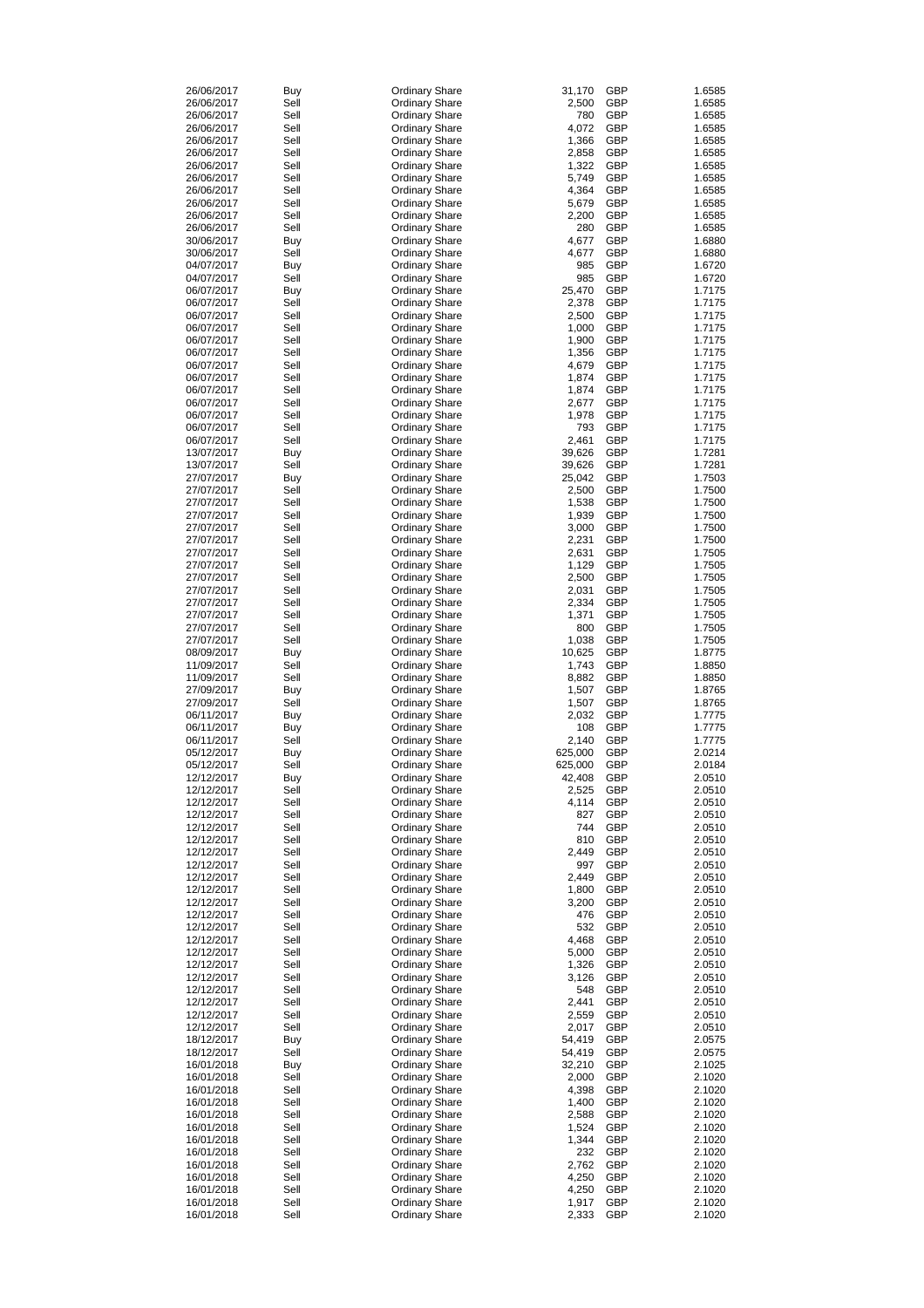| | | | | | |
|---|---|---|---|---|---|
| 26/06/2017 | Buy | Ordinary Share | 31,170 | GBP | 1.6585 |
| 26/06/2017 | Sell | Ordinary Share | 2,500 | GBP | 1.6585 |
| 26/06/2017 | Sell | Ordinary Share | 780 | GBP | 1.6585 |
| 26/06/2017 | Sell | Ordinary Share | 4,072 | GBP | 1.6585 |
| 26/06/2017 | Sell | Ordinary Share | 1,366 | GBP | 1.6585 |
| 26/06/2017 | Sell | Ordinary Share | 2,858 | GBP | 1.6585 |
| 26/06/2017 | Sell | Ordinary Share | 1,322 | GBP | 1.6585 |
| 26/06/2017 | Sell | Ordinary Share | 5,749 | GBP | 1.6585 |
| 26/06/2017 | Sell | Ordinary Share | 4,364 | GBP | 1.6585 |
| 26/06/2017 | Sell | Ordinary Share | 5,679 | GBP | 1.6585 |
| 26/06/2017 | Sell | Ordinary Share | 2,200 | GBP | 1.6585 |
| 26/06/2017 | Sell | Ordinary Share | 280 | GBP | 1.6585 |
| 30/06/2017 | Buy | Ordinary Share | 4,677 | GBP | 1.6880 |
| 30/06/2017 | Sell | Ordinary Share | 4,677 | GBP | 1.6880 |
| 04/07/2017 | Buy | Ordinary Share | 985 | GBP | 1.6720 |
| 04/07/2017 | Sell | Ordinary Share | 985 | GBP | 1.6720 |
| 06/07/2017 | Buy | Ordinary Share | 25,470 | GBP | 1.7175 |
| 06/07/2017 | Sell | Ordinary Share | 2,378 | GBP | 1.7175 |
| 06/07/2017 | Sell | Ordinary Share | 2,500 | GBP | 1.7175 |
| 06/07/2017 | Sell | Ordinary Share | 1,000 | GBP | 1.7175 |
| 06/07/2017 | Sell | Ordinary Share | 1,900 | GBP | 1.7175 |
| 06/07/2017 | Sell | Ordinary Share | 1,356 | GBP | 1.7175 |
| 06/07/2017 | Sell | Ordinary Share | 4,679 | GBP | 1.7175 |
| 06/07/2017 | Sell | Ordinary Share | 1,874 | GBP | 1.7175 |
| 06/07/2017 | Sell | Ordinary Share | 1,874 | GBP | 1.7175 |
| 06/07/2017 | Sell | Ordinary Share | 2,677 | GBP | 1.7175 |
| 06/07/2017 | Sell | Ordinary Share | 1,978 | GBP | 1.7175 |
| 06/07/2017 | Sell | Ordinary Share | 793 | GBP | 1.7175 |
| 06/07/2017 | Sell | Ordinary Share | 2,461 | GBP | 1.7175 |
| 13/07/2017 | Buy | Ordinary Share | 39,626 | GBP | 1.7281 |
| 13/07/2017 | Sell | Ordinary Share | 39,626 | GBP | 1.7281 |
| 27/07/2017 | Buy | Ordinary Share | 25,042 | GBP | 1.7503 |
| 27/07/2017 | Sell | Ordinary Share | 2,500 | GBP | 1.7500 |
| 27/07/2017 | Sell | Ordinary Share | 1,538 | GBP | 1.7500 |
| 27/07/2017 | Sell | Ordinary Share | 1,939 | GBP | 1.7500 |
| 27/07/2017 | Sell | Ordinary Share | 3,000 | GBP | 1.7500 |
| 27/07/2017 | Sell | Ordinary Share | 2,231 | GBP | 1.7500 |
| 27/07/2017 | Sell | Ordinary Share | 2,631 | GBP | 1.7505 |
| 27/07/2017 | Sell | Ordinary Share | 1,129 | GBP | 1.7505 |
| 27/07/2017 | Sell | Ordinary Share | 2,500 | GBP | 1.7505 |
| 27/07/2017 | Sell | Ordinary Share | 2,031 | GBP | 1.7505 |
| 27/07/2017 | Sell | Ordinary Share | 2,334 | GBP | 1.7505 |
| 27/07/2017 | Sell | Ordinary Share | 1,371 | GBP | 1.7505 |
| 27/07/2017 | Sell | Ordinary Share | 800 | GBP | 1.7505 |
| 27/07/2017 | Sell | Ordinary Share | 1,038 | GBP | 1.7505 |
| 08/09/2017 | Buy | Ordinary Share | 10,625 | GBP | 1.8775 |
| 11/09/2017 | Sell | Ordinary Share | 1,743 | GBP | 1.8850 |
| 11/09/2017 | Sell | Ordinary Share | 8,882 | GBP | 1.8850 |
| 27/09/2017 | Buy | Ordinary Share | 1,507 | GBP | 1.8765 |
| 27/09/2017 | Sell | Ordinary Share | 1,507 | GBP | 1.8765 |
| 06/11/2017 | Buy | Ordinary Share | 2,032 | GBP | 1.7775 |
| 06/11/2017 | Buy | Ordinary Share | 108 | GBP | 1.7775 |
| 06/11/2017 | Sell | Ordinary Share | 2,140 | GBP | 1.7775 |
| 05/12/2017 | Buy | Ordinary Share | 625,000 | GBP | 2.0214 |
| 05/12/2017 | Sell | Ordinary Share | 625,000 | GBP | 2.0184 |
| 12/12/2017 | Buy | Ordinary Share | 42,408 | GBP | 2.0510 |
| 12/12/2017 | Sell | Ordinary Share | 2,525 | GBP | 2.0510 |
| 12/12/2017 | Sell | Ordinary Share | 4,114 | GBP | 2.0510 |
| 12/12/2017 | Sell | Ordinary Share | 827 | GBP | 2.0510 |
| 12/12/2017 | Sell | Ordinary Share | 744 | GBP | 2.0510 |
| 12/12/2017 | Sell | Ordinary Share | 810 | GBP | 2.0510 |
| 12/12/2017 | Sell | Ordinary Share | 2,449 | GBP | 2.0510 |
| 12/12/2017 | Sell | Ordinary Share | 997 | GBP | 2.0510 |
| 12/12/2017 | Sell | Ordinary Share | 2,449 | GBP | 2.0510 |
| 12/12/2017 | Sell | Ordinary Share | 1,800 | GBP | 2.0510 |
| 12/12/2017 | Sell | Ordinary Share | 3,200 | GBP | 2.0510 |
| 12/12/2017 | Sell | Ordinary Share | 476 | GBP | 2.0510 |
| 12/12/2017 | Sell | Ordinary Share | 532 | GBP | 2.0510 |
| 12/12/2017 | Sell | Ordinary Share | 4,468 | GBP | 2.0510 |
| 12/12/2017 | Sell | Ordinary Share | 5,000 | GBP | 2.0510 |
| 12/12/2017 | Sell | Ordinary Share | 1,326 | GBP | 2.0510 |
| 12/12/2017 | Sell | Ordinary Share | 3,126 | GBP | 2.0510 |
| 12/12/2017 | Sell | Ordinary Share | 548 | GBP | 2.0510 |
| 12/12/2017 | Sell | Ordinary Share | 2,441 | GBP | 2.0510 |
| 12/12/2017 | Sell | Ordinary Share | 2,559 | GBP | 2.0510 |
| 12/12/2017 | Sell | Ordinary Share | 2,017 | GBP | 2.0510 |
| 18/12/2017 | Buy | Ordinary Share | 54,419 | GBP | 2.0575 |
| 18/12/2017 | Sell | Ordinary Share | 54,419 | GBP | 2.0575 |
| 16/01/2018 | Buy | Ordinary Share | 32,210 | GBP | 2.1025 |
| 16/01/2018 | Sell | Ordinary Share | 2,000 | GBP | 2.1020 |
| 16/01/2018 | Sell | Ordinary Share | 4,398 | GBP | 2.1020 |
| 16/01/2018 | Sell | Ordinary Share | 1,400 | GBP | 2.1020 |
| 16/01/2018 | Sell | Ordinary Share | 2,588 | GBP | 2.1020 |
| 16/01/2018 | Sell | Ordinary Share | 1,524 | GBP | 2.1020 |
| 16/01/2018 | Sell | Ordinary Share | 1,344 | GBP | 2.1020 |
| 16/01/2018 | Sell | Ordinary Share | 232 | GBP | 2.1020 |
| 16/01/2018 | Sell | Ordinary Share | 2,762 | GBP | 2.1020 |
| 16/01/2018 | Sell | Ordinary Share | 4,250 | GBP | 2.1020 |
| 16/01/2018 | Sell | Ordinary Share | 4,250 | GBP | 2.1020 |
| 16/01/2018 | Sell | Ordinary Share | 1,917 | GBP | 2.1020 |
| 16/01/2018 | Sell | Ordinary Share | 2,333 | GBP | 2.1020 |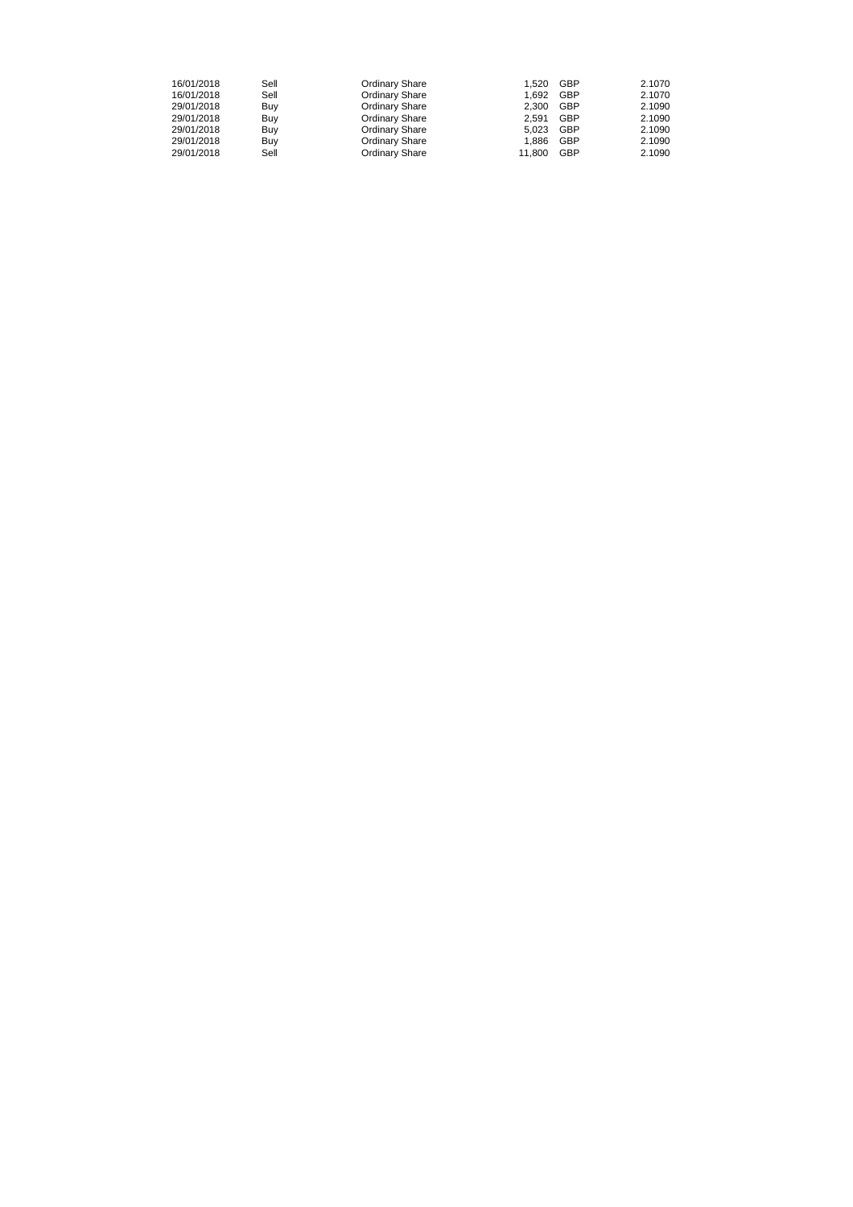| | | | | | |
|---|---|---|---|---|---|
| 16/01/2018 | Sell | Ordinary Share | 1,520 | GBP | 2.1070 |
| 16/01/2018 | Sell | Ordinary Share | 1,692 | GBP | 2.1070 |
| 29/01/2018 | Buy | Ordinary Share | 2,300 | GBP | 2.1090 |
| 29/01/2018 | Buy | Ordinary Share | 2,591 | GBP | 2.1090 |
| 29/01/2018 | Buy | Ordinary Share | 5,023 | GBP | 2.1090 |
| 29/01/2018 | Buy | Ordinary Share | 1,886 | GBP | 2.1090 |
| 29/01/2018 | Sell | Ordinary Share | 11,800 | GBP | 2.1090 |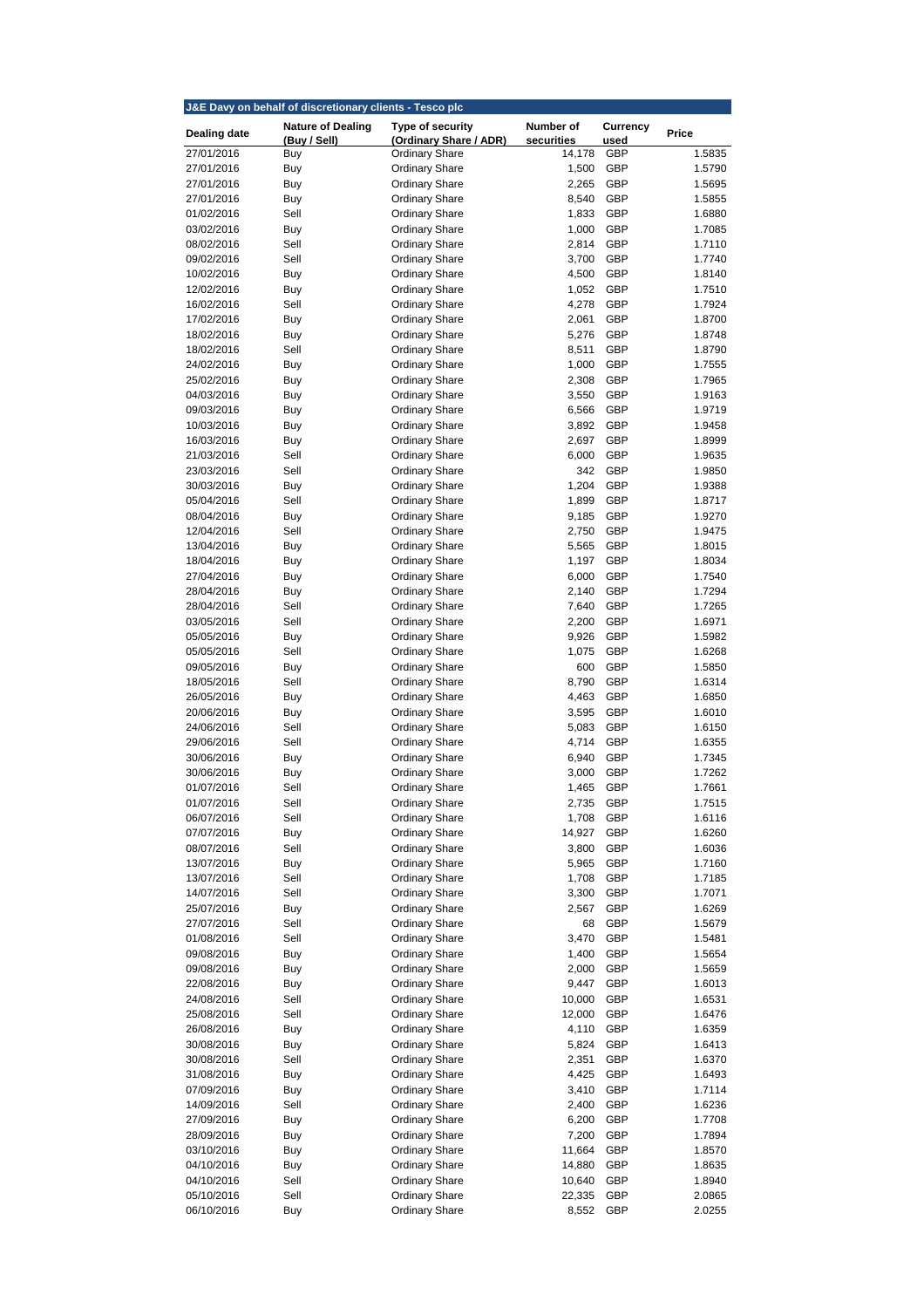**J&E Davy on behalf of discretionary clients - Tesco plc**

| Dealing date | Nature of Dealing (Buy / Sell) | Type of security (Ordinary Share / ADR) | Number of securities | Currency used | Price |
|---|---|---|---|---|---|
| 27/01/2016 | Buy | Ordinary Share | 14,178 | GBP | 1.5835 |
| 27/01/2016 | Buy | Ordinary Share | 1,500 | GBP | 1.5790 |
| 27/01/2016 | Buy | Ordinary Share | 2,265 | GBP | 1.5695 |
| 27/01/2016 | Buy | Ordinary Share | 8,540 | GBP | 1.5855 |
| 01/02/2016 | Sell | Ordinary Share | 1,833 | GBP | 1.6880 |
| 03/02/2016 | Buy | Ordinary Share | 1,000 | GBP | 1.7085 |
| 08/02/2016 | Sell | Ordinary Share | 2,814 | GBP | 1.7110 |
| 09/02/2016 | Sell | Ordinary Share | 3,700 | GBP | 1.7740 |
| 10/02/2016 | Buy | Ordinary Share | 4,500 | GBP | 1.8140 |
| 12/02/2016 | Buy | Ordinary Share | 1,052 | GBP | 1.7510 |
| 16/02/2016 | Sell | Ordinary Share | 4,278 | GBP | 1.7924 |
| 17/02/2016 | Buy | Ordinary Share | 2,061 | GBP | 1.8700 |
| 18/02/2016 | Buy | Ordinary Share | 5,276 | GBP | 1.8748 |
| 18/02/2016 | Sell | Ordinary Share | 8,511 | GBP | 1.8790 |
| 24/02/2016 | Buy | Ordinary Share | 1,000 | GBP | 1.7555 |
| 25/02/2016 | Buy | Ordinary Share | 2,308 | GBP | 1.7965 |
| 04/03/2016 | Buy | Ordinary Share | 3,550 | GBP | 1.9163 |
| 09/03/2016 | Buy | Ordinary Share | 6,566 | GBP | 1.9719 |
| 10/03/2016 | Buy | Ordinary Share | 3,892 | GBP | 1.9458 |
| 16/03/2016 | Buy | Ordinary Share | 2,697 | GBP | 1.8999 |
| 21/03/2016 | Sell | Ordinary Share | 6,000 | GBP | 1.9635 |
| 23/03/2016 | Sell | Ordinary Share | 342 | GBP | 1.9850 |
| 30/03/2016 | Buy | Ordinary Share | 1,204 | GBP | 1.9388 |
| 05/04/2016 | Sell | Ordinary Share | 1,899 | GBP | 1.8717 |
| 08/04/2016 | Buy | Ordinary Share | 9,185 | GBP | 1.9270 |
| 12/04/2016 | Sell | Ordinary Share | 2,750 | GBP | 1.9475 |
| 13/04/2016 | Buy | Ordinary Share | 5,565 | GBP | 1.8015 |
| 18/04/2016 | Buy | Ordinary Share | 1,197 | GBP | 1.8034 |
| 27/04/2016 | Buy | Ordinary Share | 6,000 | GBP | 1.7540 |
| 28/04/2016 | Buy | Ordinary Share | 2,140 | GBP | 1.7294 |
| 28/04/2016 | Sell | Ordinary Share | 7,640 | GBP | 1.7265 |
| 03/05/2016 | Sell | Ordinary Share | 2,200 | GBP | 1.6971 |
| 05/05/2016 | Buy | Ordinary Share | 9,926 | GBP | 1.5982 |
| 05/05/2016 | Sell | Ordinary Share | 1,075 | GBP | 1.6268 |
| 09/05/2016 | Buy | Ordinary Share | 600 | GBP | 1.5850 |
| 18/05/2016 | Sell | Ordinary Share | 8,790 | GBP | 1.6314 |
| 26/05/2016 | Buy | Ordinary Share | 4,463 | GBP | 1.6850 |
| 20/06/2016 | Buy | Ordinary Share | 3,595 | GBP | 1.6010 |
| 24/06/2016 | Sell | Ordinary Share | 5,083 | GBP | 1.6150 |
| 29/06/2016 | Sell | Ordinary Share | 4,714 | GBP | 1.6355 |
| 30/06/2016 | Buy | Ordinary Share | 6,940 | GBP | 1.7345 |
| 30/06/2016 | Buy | Ordinary Share | 3,000 | GBP | 1.7262 |
| 01/07/2016 | Sell | Ordinary Share | 1,465 | GBP | 1.7661 |
| 01/07/2016 | Sell | Ordinary Share | 2,735 | GBP | 1.7515 |
| 06/07/2016 | Sell | Ordinary Share | 1,708 | GBP | 1.6116 |
| 07/07/2016 | Buy | Ordinary Share | 14,927 | GBP | 1.6260 |
| 08/07/2016 | Sell | Ordinary Share | 3,800 | GBP | 1.6036 |
| 13/07/2016 | Buy | Ordinary Share | 5,965 | GBP | 1.7160 |
| 13/07/2016 | Sell | Ordinary Share | 1,708 | GBP | 1.7185 |
| 14/07/2016 | Sell | Ordinary Share | 3,300 | GBP | 1.7071 |
| 25/07/2016 | Buy | Ordinary Share | 2,567 | GBP | 1.6269 |
| 27/07/2016 | Sell | Ordinary Share | 68 | GBP | 1.5679 |
| 01/08/2016 | Sell | Ordinary Share | 3,470 | GBP | 1.5481 |
| 09/08/2016 | Buy | Ordinary Share | 1,400 | GBP | 1.5654 |
| 09/08/2016 | Buy | Ordinary Share | 2,000 | GBP | 1.5659 |
| 22/08/2016 | Buy | Ordinary Share | 9,447 | GBP | 1.6013 |
| 24/08/2016 | Sell | Ordinary Share | 10,000 | GBP | 1.6531 |
| 25/08/2016 | Sell | Ordinary Share | 12,000 | GBP | 1.6476 |
| 26/08/2016 | Buy | Ordinary Share | 4,110 | GBP | 1.6359 |
| 30/08/2016 | Buy | Ordinary Share | 5,824 | GBP | 1.6413 |
| 30/08/2016 | Sell | Ordinary Share | 2,351 | GBP | 1.6370 |
| 31/08/2016 | Buy | Ordinary Share | 4,425 | GBP | 1.6493 |
| 07/09/2016 | Buy | Ordinary Share | 3,410 | GBP | 1.7114 |
| 14/09/2016 | Sell | Ordinary Share | 2,400 | GBP | 1.6236 |
| 27/09/2016 | Buy | Ordinary Share | 6,200 | GBP | 1.7708 |
| 28/09/2016 | Buy | Ordinary Share | 7,200 | GBP | 1.7894 |
| 03/10/2016 | Buy | Ordinary Share | 11,664 | GBP | 1.8570 |
| 04/10/2016 | Buy | Ordinary Share | 14,880 | GBP | 1.8635 |
| 04/10/2016 | Sell | Ordinary Share | 10,640 | GBP | 1.8940 |
| 05/10/2016 | Sell | Ordinary Share | 22,335 | GBP | 2.0865 |
| 06/10/2016 | Buy | Ordinary Share | 8,552 | GBP | 2.0255 |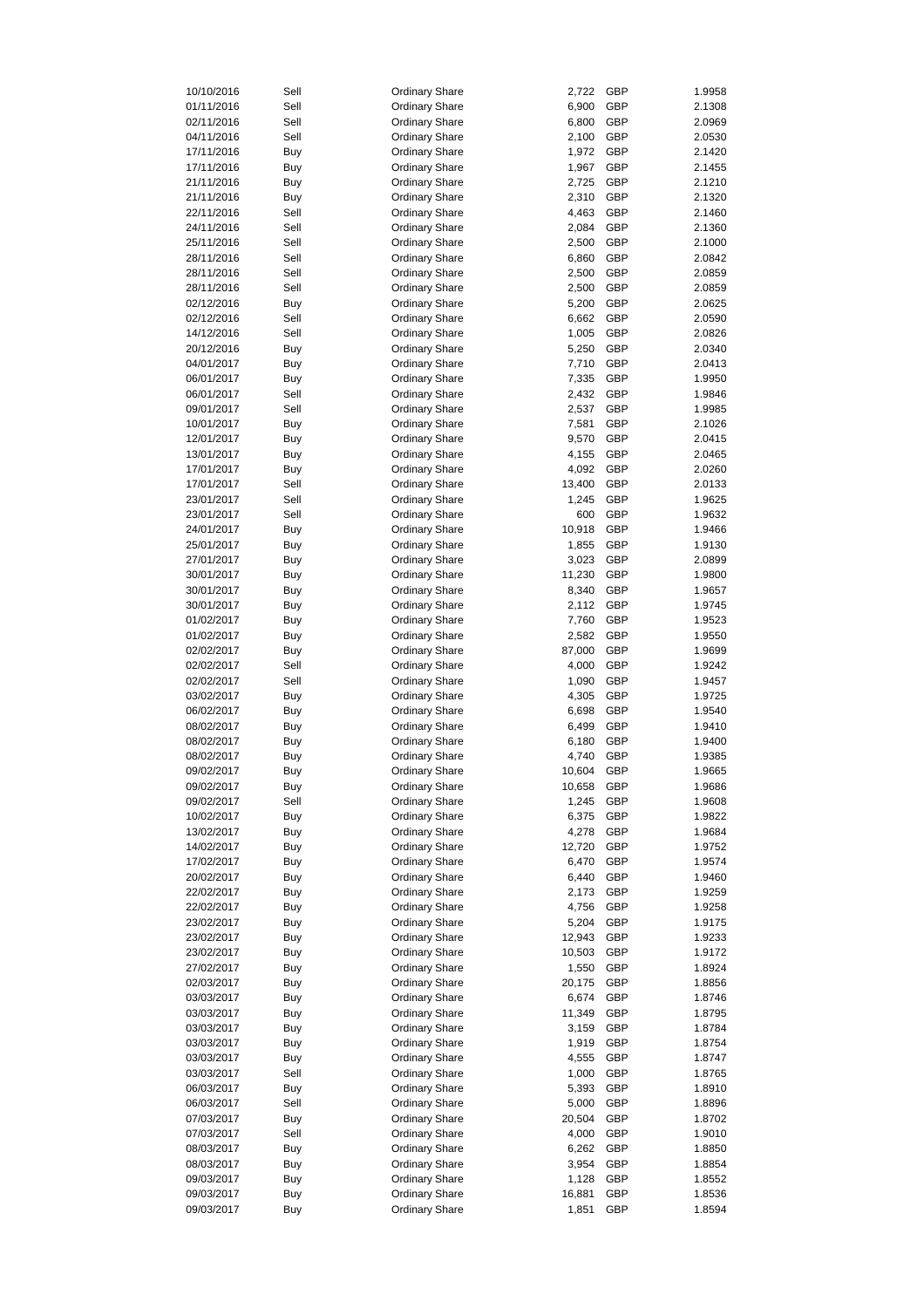| | | | | | |
|---|---|---|---|---|---|
| 10/10/2016 | Sell | Ordinary Share | 2,722 | GBP | 1.9958 |
| 01/11/2016 | Sell | Ordinary Share | 6,900 | GBP | 2.1308 |
| 02/11/2016 | Sell | Ordinary Share | 6,800 | GBP | 2.0969 |
| 04/11/2016 | Sell | Ordinary Share | 2,100 | GBP | 2.0530 |
| 17/11/2016 | Buy | Ordinary Share | 1,972 | GBP | 2.1420 |
| 17/11/2016 | Buy | Ordinary Share | 1,967 | GBP | 2.1455 |
| 21/11/2016 | Buy | Ordinary Share | 2,725 | GBP | 2.1210 |
| 21/11/2016 | Buy | Ordinary Share | 2,310 | GBP | 2.1320 |
| 22/11/2016 | Sell | Ordinary Share | 4,463 | GBP | 2.1460 |
| 24/11/2016 | Sell | Ordinary Share | 2,084 | GBP | 2.1360 |
| 25/11/2016 | Sell | Ordinary Share | 2,500 | GBP | 2.1000 |
| 28/11/2016 | Sell | Ordinary Share | 6,860 | GBP | 2.0842 |
| 28/11/2016 | Sell | Ordinary Share | 2,500 | GBP | 2.0859 |
| 28/11/2016 | Sell | Ordinary Share | 2,500 | GBP | 2.0859 |
| 02/12/2016 | Buy | Ordinary Share | 5,200 | GBP | 2.0625 |
| 02/12/2016 | Sell | Ordinary Share | 6,662 | GBP | 2.0590 |
| 14/12/2016 | Sell | Ordinary Share | 1,005 | GBP | 2.0826 |
| 20/12/2016 | Buy | Ordinary Share | 5,250 | GBP | 2.0340 |
| 04/01/2017 | Buy | Ordinary Share | 7,710 | GBP | 2.0413 |
| 06/01/2017 | Buy | Ordinary Share | 7,335 | GBP | 1.9950 |
| 06/01/2017 | Sell | Ordinary Share | 2,432 | GBP | 1.9846 |
| 09/01/2017 | Sell | Ordinary Share | 2,537 | GBP | 1.9985 |
| 10/01/2017 | Buy | Ordinary Share | 7,581 | GBP | 2.1026 |
| 12/01/2017 | Buy | Ordinary Share | 9,570 | GBP | 2.0415 |
| 13/01/2017 | Buy | Ordinary Share | 4,155 | GBP | 2.0465 |
| 17/01/2017 | Buy | Ordinary Share | 4,092 | GBP | 2.0260 |
| 17/01/2017 | Sell | Ordinary Share | 13,400 | GBP | 2.0133 |
| 23/01/2017 | Sell | Ordinary Share | 1,245 | GBP | 1.9625 |
| 23/01/2017 | Sell | Ordinary Share | 600 | GBP | 1.9632 |
| 24/01/2017 | Buy | Ordinary Share | 10,918 | GBP | 1.9466 |
| 25/01/2017 | Buy | Ordinary Share | 1,855 | GBP | 1.9130 |
| 27/01/2017 | Buy | Ordinary Share | 3,023 | GBP | 2.0899 |
| 30/01/2017 | Buy | Ordinary Share | 11,230 | GBP | 1.9800 |
| 30/01/2017 | Buy | Ordinary Share | 8,340 | GBP | 1.9657 |
| 30/01/2017 | Buy | Ordinary Share | 2,112 | GBP | 1.9745 |
| 01/02/2017 | Buy | Ordinary Share | 7,760 | GBP | 1.9523 |
| 01/02/2017 | Buy | Ordinary Share | 2,582 | GBP | 1.9550 |
| 02/02/2017 | Buy | Ordinary Share | 87,000 | GBP | 1.9699 |
| 02/02/2017 | Sell | Ordinary Share | 4,000 | GBP | 1.9242 |
| 02/02/2017 | Sell | Ordinary Share | 1,090 | GBP | 1.9457 |
| 03/02/2017 | Buy | Ordinary Share | 4,305 | GBP | 1.9725 |
| 06/02/2017 | Buy | Ordinary Share | 6,698 | GBP | 1.9540 |
| 08/02/2017 | Buy | Ordinary Share | 6,499 | GBP | 1.9410 |
| 08/02/2017 | Buy | Ordinary Share | 6,180 | GBP | 1.9400 |
| 08/02/2017 | Buy | Ordinary Share | 4,740 | GBP | 1.9385 |
| 09/02/2017 | Buy | Ordinary Share | 10,604 | GBP | 1.9665 |
| 09/02/2017 | Buy | Ordinary Share | 10,658 | GBP | 1.9686 |
| 09/02/2017 | Sell | Ordinary Share | 1,245 | GBP | 1.9608 |
| 10/02/2017 | Buy | Ordinary Share | 6,375 | GBP | 1.9822 |
| 13/02/2017 | Buy | Ordinary Share | 4,278 | GBP | 1.9684 |
| 14/02/2017 | Buy | Ordinary Share | 12,720 | GBP | 1.9752 |
| 17/02/2017 | Buy | Ordinary Share | 6,470 | GBP | 1.9574 |
| 20/02/2017 | Buy | Ordinary Share | 6,440 | GBP | 1.9460 |
| 22/02/2017 | Buy | Ordinary Share | 2,173 | GBP | 1.9259 |
| 22/02/2017 | Buy | Ordinary Share | 4,756 | GBP | 1.9258 |
| 23/02/2017 | Buy | Ordinary Share | 5,204 | GBP | 1.9175 |
| 23/02/2017 | Buy | Ordinary Share | 12,943 | GBP | 1.9233 |
| 23/02/2017 | Buy | Ordinary Share | 10,503 | GBP | 1.9172 |
| 27/02/2017 | Buy | Ordinary Share | 1,550 | GBP | 1.8924 |
| 02/03/2017 | Buy | Ordinary Share | 20,175 | GBP | 1.8856 |
| 03/03/2017 | Buy | Ordinary Share | 6,674 | GBP | 1.8746 |
| 03/03/2017 | Buy | Ordinary Share | 11,349 | GBP | 1.8795 |
| 03/03/2017 | Buy | Ordinary Share | 3,159 | GBP | 1.8784 |
| 03/03/2017 | Buy | Ordinary Share | 1,919 | GBP | 1.8754 |
| 03/03/2017 | Buy | Ordinary Share | 4,555 | GBP | 1.8747 |
| 03/03/2017 | Sell | Ordinary Share | 1,000 | GBP | 1.8765 |
| 06/03/2017 | Buy | Ordinary Share | 5,393 | GBP | 1.8910 |
| 06/03/2017 | Sell | Ordinary Share | 5,000 | GBP | 1.8896 |
| 07/03/2017 | Buy | Ordinary Share | 20,504 | GBP | 1.8702 |
| 07/03/2017 | Sell | Ordinary Share | 4,000 | GBP | 1.9010 |
| 08/03/2017 | Buy | Ordinary Share | 6,262 | GBP | 1.8850 |
| 08/03/2017 | Buy | Ordinary Share | 3,954 | GBP | 1.8854 |
| 09/03/2017 | Buy | Ordinary Share | 1,128 | GBP | 1.8552 |
| 09/03/2017 | Buy | Ordinary Share | 16,881 | GBP | 1.8536 |
| 09/03/2017 | Buy | Ordinary Share | 1,851 | GBP | 1.8594 |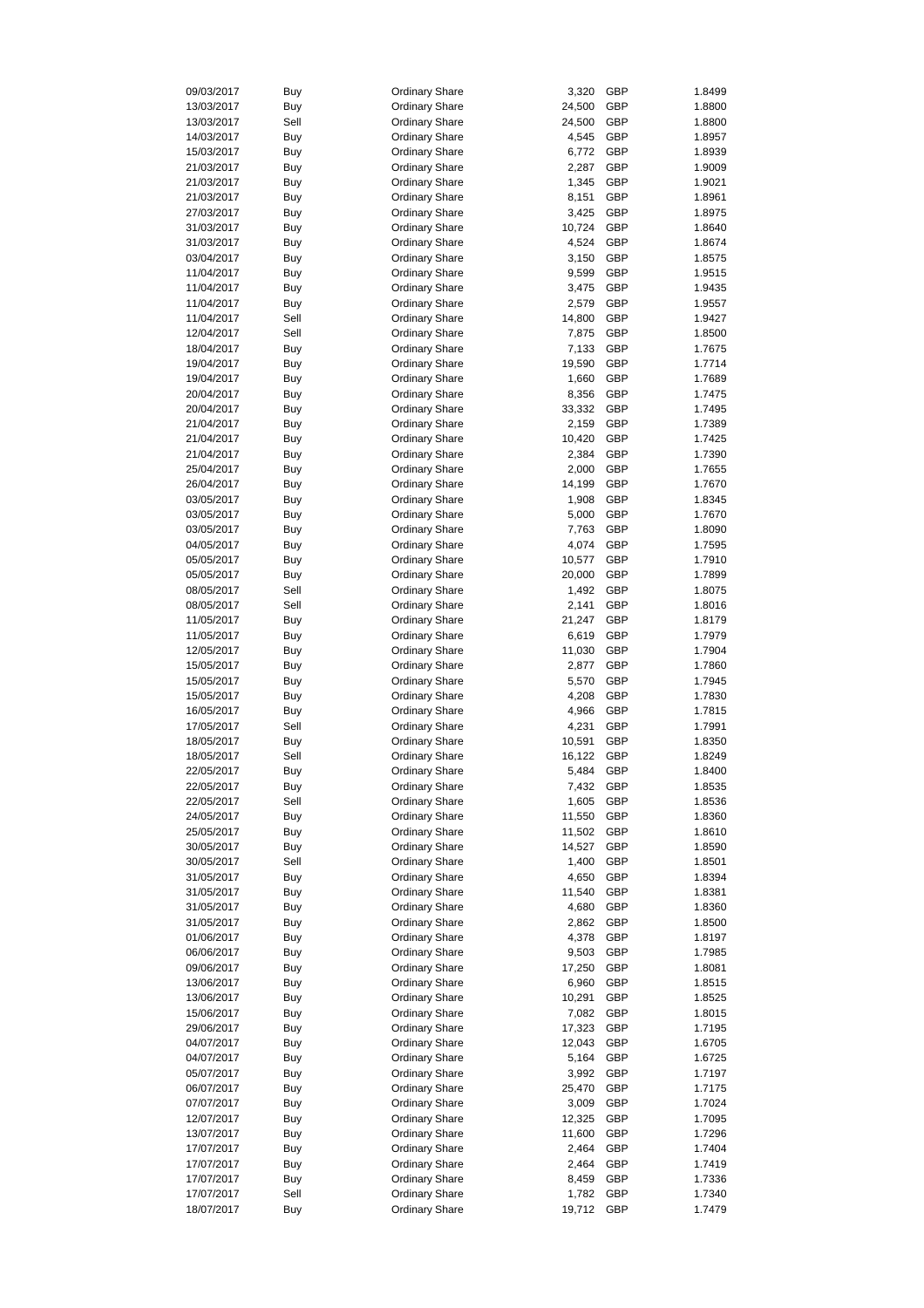| | | | | | |
|---|---|---|---|---|---|
| 09/03/2017 | Buy | Ordinary Share | 3,320 | GBP | 1.8499 |
| 13/03/2017 | Buy | Ordinary Share | 24,500 | GBP | 1.8800 |
| 13/03/2017 | Sell | Ordinary Share | 24,500 | GBP | 1.8800 |
| 14/03/2017 | Buy | Ordinary Share | 4,545 | GBP | 1.8957 |
| 15/03/2017 | Buy | Ordinary Share | 6,772 | GBP | 1.8939 |
| 21/03/2017 | Buy | Ordinary Share | 2,287 | GBP | 1.9009 |
| 21/03/2017 | Buy | Ordinary Share | 1,345 | GBP | 1.9021 |
| 21/03/2017 | Buy | Ordinary Share | 8,151 | GBP | 1.8961 |
| 27/03/2017 | Buy | Ordinary Share | 3,425 | GBP | 1.8975 |
| 31/03/2017 | Buy | Ordinary Share | 10,724 | GBP | 1.8640 |
| 31/03/2017 | Buy | Ordinary Share | 4,524 | GBP | 1.8674 |
| 03/04/2017 | Buy | Ordinary Share | 3,150 | GBP | 1.8575 |
| 11/04/2017 | Buy | Ordinary Share | 9,599 | GBP | 1.9515 |
| 11/04/2017 | Buy | Ordinary Share | 3,475 | GBP | 1.9435 |
| 11/04/2017 | Buy | Ordinary Share | 2,579 | GBP | 1.9557 |
| 11/04/2017 | Sell | Ordinary Share | 14,800 | GBP | 1.9427 |
| 12/04/2017 | Sell | Ordinary Share | 7,875 | GBP | 1.8500 |
| 18/04/2017 | Buy | Ordinary Share | 7,133 | GBP | 1.7675 |
| 19/04/2017 | Buy | Ordinary Share | 19,590 | GBP | 1.7714 |
| 19/04/2017 | Buy | Ordinary Share | 1,660 | GBP | 1.7689 |
| 20/04/2017 | Buy | Ordinary Share | 8,356 | GBP | 1.7475 |
| 20/04/2017 | Buy | Ordinary Share | 33,332 | GBP | 1.7495 |
| 21/04/2017 | Buy | Ordinary Share | 2,159 | GBP | 1.7389 |
| 21/04/2017 | Buy | Ordinary Share | 10,420 | GBP | 1.7425 |
| 21/04/2017 | Buy | Ordinary Share | 2,384 | GBP | 1.7390 |
| 25/04/2017 | Buy | Ordinary Share | 2,000 | GBP | 1.7655 |
| 26/04/2017 | Buy | Ordinary Share | 14,199 | GBP | 1.7670 |
| 03/05/2017 | Buy | Ordinary Share | 1,908 | GBP | 1.8345 |
| 03/05/2017 | Buy | Ordinary Share | 5,000 | GBP | 1.7670 |
| 03/05/2017 | Buy | Ordinary Share | 7,763 | GBP | 1.8090 |
| 04/05/2017 | Buy | Ordinary Share | 4,074 | GBP | 1.7595 |
| 05/05/2017 | Buy | Ordinary Share | 10,577 | GBP | 1.7910 |
| 05/05/2017 | Buy | Ordinary Share | 20,000 | GBP | 1.7899 |
| 08/05/2017 | Sell | Ordinary Share | 1,492 | GBP | 1.8075 |
| 08/05/2017 | Sell | Ordinary Share | 2,141 | GBP | 1.8016 |
| 11/05/2017 | Buy | Ordinary Share | 21,247 | GBP | 1.8179 |
| 11/05/2017 | Buy | Ordinary Share | 6,619 | GBP | 1.7979 |
| 12/05/2017 | Buy | Ordinary Share | 11,030 | GBP | 1.7904 |
| 15/05/2017 | Buy | Ordinary Share | 2,877 | GBP | 1.7860 |
| 15/05/2017 | Buy | Ordinary Share | 5,570 | GBP | 1.7945 |
| 15/05/2017 | Buy | Ordinary Share | 4,208 | GBP | 1.7830 |
| 16/05/2017 | Buy | Ordinary Share | 4,966 | GBP | 1.7815 |
| 17/05/2017 | Sell | Ordinary Share | 4,231 | GBP | 1.7991 |
| 18/05/2017 | Buy | Ordinary Share | 10,591 | GBP | 1.8350 |
| 18/05/2017 | Sell | Ordinary Share | 16,122 | GBP | 1.8249 |
| 22/05/2017 | Buy | Ordinary Share | 5,484 | GBP | 1.8400 |
| 22/05/2017 | Buy | Ordinary Share | 7,432 | GBP | 1.8535 |
| 22/05/2017 | Sell | Ordinary Share | 1,605 | GBP | 1.8536 |
| 24/05/2017 | Buy | Ordinary Share | 11,550 | GBP | 1.8360 |
| 25/05/2017 | Buy | Ordinary Share | 11,502 | GBP | 1.8610 |
| 30/05/2017 | Buy | Ordinary Share | 14,527 | GBP | 1.8590 |
| 30/05/2017 | Sell | Ordinary Share | 1,400 | GBP | 1.8501 |
| 31/05/2017 | Buy | Ordinary Share | 4,650 | GBP | 1.8394 |
| 31/05/2017 | Buy | Ordinary Share | 11,540 | GBP | 1.8381 |
| 31/05/2017 | Buy | Ordinary Share | 4,680 | GBP | 1.8360 |
| 31/05/2017 | Buy | Ordinary Share | 2,862 | GBP | 1.8500 |
| 01/06/2017 | Buy | Ordinary Share | 4,378 | GBP | 1.8197 |
| 06/06/2017 | Buy | Ordinary Share | 9,503 | GBP | 1.7985 |
| 09/06/2017 | Buy | Ordinary Share | 17,250 | GBP | 1.8081 |
| 13/06/2017 | Buy | Ordinary Share | 6,960 | GBP | 1.8515 |
| 13/06/2017 | Buy | Ordinary Share | 10,291 | GBP | 1.8525 |
| 15/06/2017 | Buy | Ordinary Share | 7,082 | GBP | 1.8015 |
| 29/06/2017 | Buy | Ordinary Share | 17,323 | GBP | 1.7195 |
| 04/07/2017 | Buy | Ordinary Share | 12,043 | GBP | 1.6705 |
| 04/07/2017 | Buy | Ordinary Share | 5,164 | GBP | 1.6725 |
| 05/07/2017 | Buy | Ordinary Share | 3,992 | GBP | 1.7197 |
| 06/07/2017 | Buy | Ordinary Share | 25,470 | GBP | 1.7175 |
| 07/07/2017 | Buy | Ordinary Share | 3,009 | GBP | 1.7024 |
| 12/07/2017 | Buy | Ordinary Share | 12,325 | GBP | 1.7095 |
| 13/07/2017 | Buy | Ordinary Share | 11,600 | GBP | 1.7296 |
| 17/07/2017 | Buy | Ordinary Share | 2,464 | GBP | 1.7404 |
| 17/07/2017 | Buy | Ordinary Share | 2,464 | GBP | 1.7419 |
| 17/07/2017 | Buy | Ordinary Share | 8,459 | GBP | 1.7336 |
| 17/07/2017 | Sell | Ordinary Share | 1,782 | GBP | 1.7340 |
| 18/07/2017 | Buy | Ordinary Share | 19,712 | GBP | 1.7479 |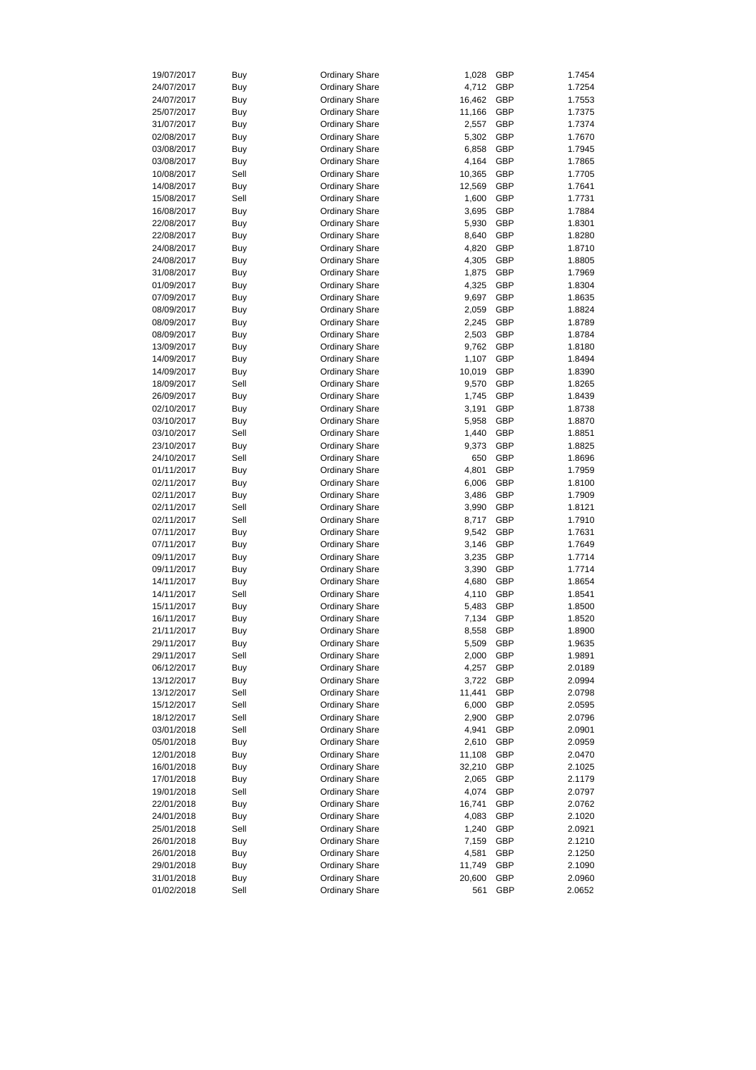| | | | | | |
|---|---|---|---|---|---|
| 19/07/2017 | Buy | Ordinary Share | 1,028 | GBP | 1.7454 |
| 24/07/2017 | Buy | Ordinary Share | 4,712 | GBP | 1.7254 |
| 24/07/2017 | Buy | Ordinary Share | 16,462 | GBP | 1.7553 |
| 25/07/2017 | Buy | Ordinary Share | 11,166 | GBP | 1.7375 |
| 31/07/2017 | Buy | Ordinary Share | 2,557 | GBP | 1.7374 |
| 02/08/2017 | Buy | Ordinary Share | 5,302 | GBP | 1.7670 |
| 03/08/2017 | Buy | Ordinary Share | 6,858 | GBP | 1.7945 |
| 03/08/2017 | Buy | Ordinary Share | 4,164 | GBP | 1.7865 |
| 10/08/2017 | Sell | Ordinary Share | 10,365 | GBP | 1.7705 |
| 14/08/2017 | Buy | Ordinary Share | 12,569 | GBP | 1.7641 |
| 15/08/2017 | Sell | Ordinary Share | 1,600 | GBP | 1.7731 |
| 16/08/2017 | Buy | Ordinary Share | 3,695 | GBP | 1.7884 |
| 22/08/2017 | Buy | Ordinary Share | 5,930 | GBP | 1.8301 |
| 22/08/2017 | Buy | Ordinary Share | 8,640 | GBP | 1.8280 |
| 24/08/2017 | Buy | Ordinary Share | 4,820 | GBP | 1.8710 |
| 24/08/2017 | Buy | Ordinary Share | 4,305 | GBP | 1.8805 |
| 31/08/2017 | Buy | Ordinary Share | 1,875 | GBP | 1.7969 |
| 01/09/2017 | Buy | Ordinary Share | 4,325 | GBP | 1.8304 |
| 07/09/2017 | Buy | Ordinary Share | 9,697 | GBP | 1.8635 |
| 08/09/2017 | Buy | Ordinary Share | 2,059 | GBP | 1.8824 |
| 08/09/2017 | Buy | Ordinary Share | 2,245 | GBP | 1.8789 |
| 08/09/2017 | Buy | Ordinary Share | 2,503 | GBP | 1.8784 |
| 13/09/2017 | Buy | Ordinary Share | 9,762 | GBP | 1.8180 |
| 14/09/2017 | Buy | Ordinary Share | 1,107 | GBP | 1.8494 |
| 14/09/2017 | Buy | Ordinary Share | 10,019 | GBP | 1.8390 |
| 18/09/2017 | Sell | Ordinary Share | 9,570 | GBP | 1.8265 |
| 26/09/2017 | Buy | Ordinary Share | 1,745 | GBP | 1.8439 |
| 02/10/2017 | Buy | Ordinary Share | 3,191 | GBP | 1.8738 |
| 03/10/2017 | Buy | Ordinary Share | 5,958 | GBP | 1.8870 |
| 03/10/2017 | Sell | Ordinary Share | 1,440 | GBP | 1.8851 |
| 23/10/2017 | Buy | Ordinary Share | 9,373 | GBP | 1.8825 |
| 24/10/2017 | Sell | Ordinary Share | 650 | GBP | 1.8696 |
| 01/11/2017 | Buy | Ordinary Share | 4,801 | GBP | 1.7959 |
| 02/11/2017 | Buy | Ordinary Share | 6,006 | GBP | 1.8100 |
| 02/11/2017 | Buy | Ordinary Share | 3,486 | GBP | 1.7909 |
| 02/11/2017 | Sell | Ordinary Share | 3,990 | GBP | 1.8121 |
| 02/11/2017 | Sell | Ordinary Share | 8,717 | GBP | 1.7910 |
| 07/11/2017 | Buy | Ordinary Share | 9,542 | GBP | 1.7631 |
| 07/11/2017 | Buy | Ordinary Share | 3,146 | GBP | 1.7649 |
| 09/11/2017 | Buy | Ordinary Share | 3,235 | GBP | 1.7714 |
| 09/11/2017 | Buy | Ordinary Share | 3,390 | GBP | 1.7714 |
| 14/11/2017 | Buy | Ordinary Share | 4,680 | GBP | 1.8654 |
| 14/11/2017 | Sell | Ordinary Share | 4,110 | GBP | 1.8541 |
| 15/11/2017 | Buy | Ordinary Share | 5,483 | GBP | 1.8500 |
| 16/11/2017 | Buy | Ordinary Share | 7,134 | GBP | 1.8520 |
| 21/11/2017 | Buy | Ordinary Share | 8,558 | GBP | 1.8900 |
| 29/11/2017 | Buy | Ordinary Share | 5,509 | GBP | 1.9635 |
| 29/11/2017 | Sell | Ordinary Share | 2,000 | GBP | 1.9891 |
| 06/12/2017 | Buy | Ordinary Share | 4,257 | GBP | 2.0189 |
| 13/12/2017 | Buy | Ordinary Share | 3,722 | GBP | 2.0994 |
| 13/12/2017 | Sell | Ordinary Share | 11,441 | GBP | 2.0798 |
| 15/12/2017 | Sell | Ordinary Share | 6,000 | GBP | 2.0595 |
| 18/12/2017 | Sell | Ordinary Share | 2,900 | GBP | 2.0796 |
| 03/01/2018 | Sell | Ordinary Share | 4,941 | GBP | 2.0901 |
| 05/01/2018 | Buy | Ordinary Share | 2,610 | GBP | 2.0959 |
| 12/01/2018 | Buy | Ordinary Share | 11,108 | GBP | 2.0470 |
| 16/01/2018 | Buy | Ordinary Share | 32,210 | GBP | 2.1025 |
| 17/01/2018 | Buy | Ordinary Share | 2,065 | GBP | 2.1179 |
| 19/01/2018 | Sell | Ordinary Share | 4,074 | GBP | 2.0797 |
| 22/01/2018 | Buy | Ordinary Share | 16,741 | GBP | 2.0762 |
| 24/01/2018 | Buy | Ordinary Share | 4,083 | GBP | 2.1020 |
| 25/01/2018 | Sell | Ordinary Share | 1,240 | GBP | 2.0921 |
| 26/01/2018 | Buy | Ordinary Share | 7,159 | GBP | 2.1210 |
| 26/01/2018 | Buy | Ordinary Share | 4,581 | GBP | 2.1250 |
| 29/01/2018 | Buy | Ordinary Share | 11,749 | GBP | 2.1090 |
| 31/01/2018 | Buy | Ordinary Share | 20,600 | GBP | 2.0960 |
| 01/02/2018 | Sell | Ordinary Share | 561 | GBP | 2.0652 |